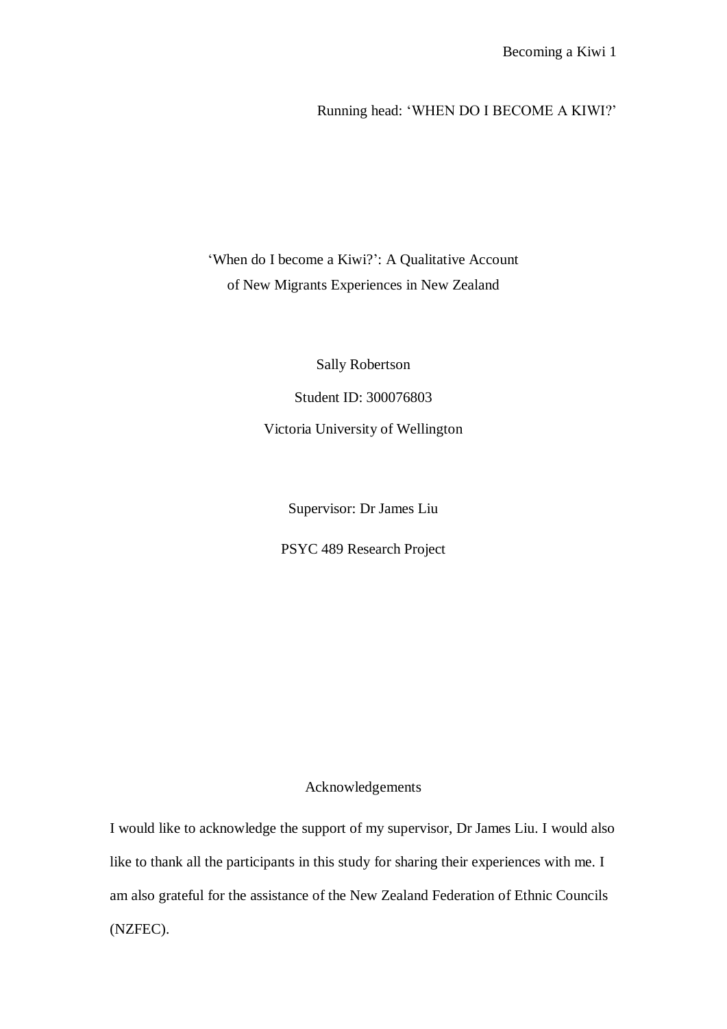Running head: ‘WHEN DO I BECOME A KIWI?’

# ‘When do I become a Kiwi?’: A Qualitative Account of New Migrants Experiences in New Zealand

Sally Robertson

Student ID: 300076803

Victoria University of Wellington

Supervisor: Dr James Liu

PSYC 489 Research Project

## Acknowledgements

I would like to acknowledge the support of my supervisor, Dr James Liu. I would also like to thank all the participants in this study for sharing their experiences with me. I am also grateful for the assistance of the New Zealand Federation of Ethnic Councils (NZFEC).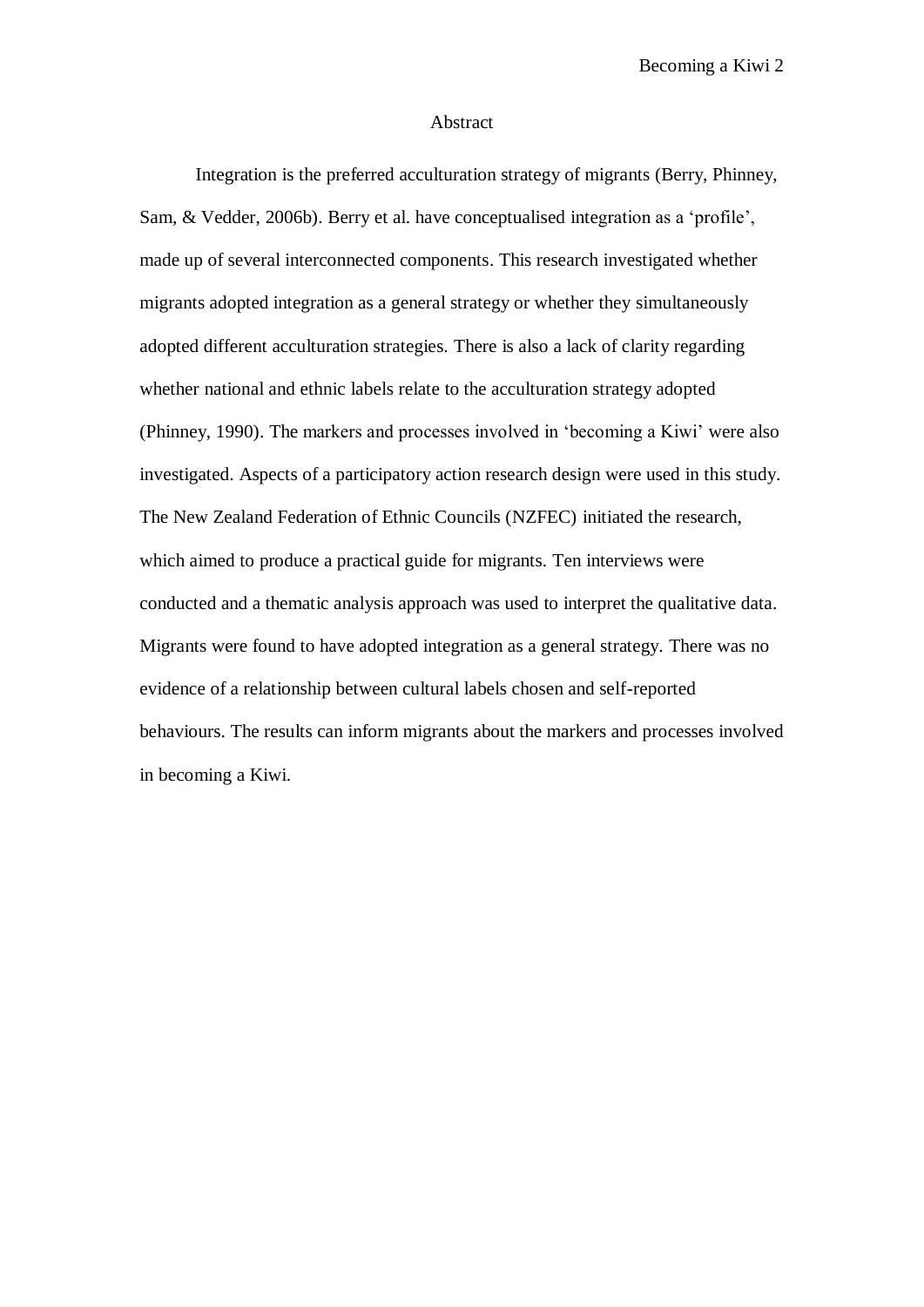## Abstract

Integration is the preferred acculturation strategy of migrants (Berry, Phinney, Sam, & Vedder, 2006b). Berry et al. have conceptualised integration as a 'profile', made up of several interconnected components. This research investigated whether migrants adopted integration as a general strategy or whether they simultaneously adopted different acculturation strategies. There is also a lack of clarity regarding whether national and ethnic labels relate to the acculturation strategy adopted (Phinney, 1990). The markers and processes involved in 'becoming a Kiwi' were also investigated. Aspects of a participatory action research design were used in this study. The New Zealand Federation of Ethnic Councils (NZFEC) initiated the research, which aimed to produce a practical guide for migrants. Ten interviews were conducted and a thematic analysis approach was used to interpret the qualitative data. Migrants were found to have adopted integration as a general strategy. There was no evidence of a relationship between cultural labels chosen and self-reported behaviours. The results can inform migrants about the markers and processes involved in becoming a Kiwi.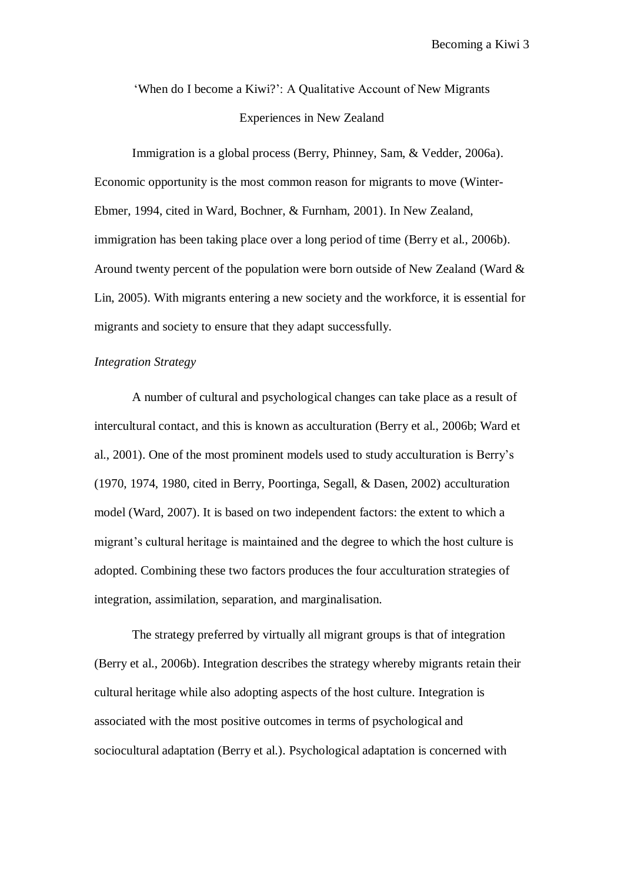# 'When do I become a Kiwi?': A Qualitative Account of New Migrants Experiences in New Zealand

Immigration is a global process (Berry, Phinney, Sam, & Vedder, 2006a). Economic opportunity is the most common reason for migrants to move (Winter-Ebmer, 1994, cited in Ward, Bochner, & Furnham, 2001). In New Zealand, immigration has been taking place over a long period of time (Berry et al., 2006b). Around twenty percent of the population were born outside of New Zealand (Ward & Lin, 2005). With migrants entering a new society and the workforce, it is essential for migrants and society to ensure that they adapt successfully.

*Integration Strategy*

A number of cultural and psychological changes can take place as a result of intercultural contact, and this is known as acculturation (Berry et al., 2006b; Ward et al., 2001). One of the most prominent models used to study acculturation is Berry's (1970, 1974, 1980, cited in Berry, Poortinga, Segall, & Dasen, 2002) acculturation model (Ward, 2007). It is based on two independent factors: the extent to which a migrant's cultural heritage is maintained and the degree to which the host culture is adopted. Combining these two factors produces the four acculturation strategies of integration, assimilation, separation, and marginalisation.

The strategy preferred by virtually all migrant groups is that of integration (Berry et al., 2006b). Integration describes the strategy whereby migrants retain their cultural heritage while also adopting aspects of the host culture. Integration is associated with the most positive outcomes in terms of psychological and sociocultural adaptation (Berry et al.). Psychological adaptation is concerned with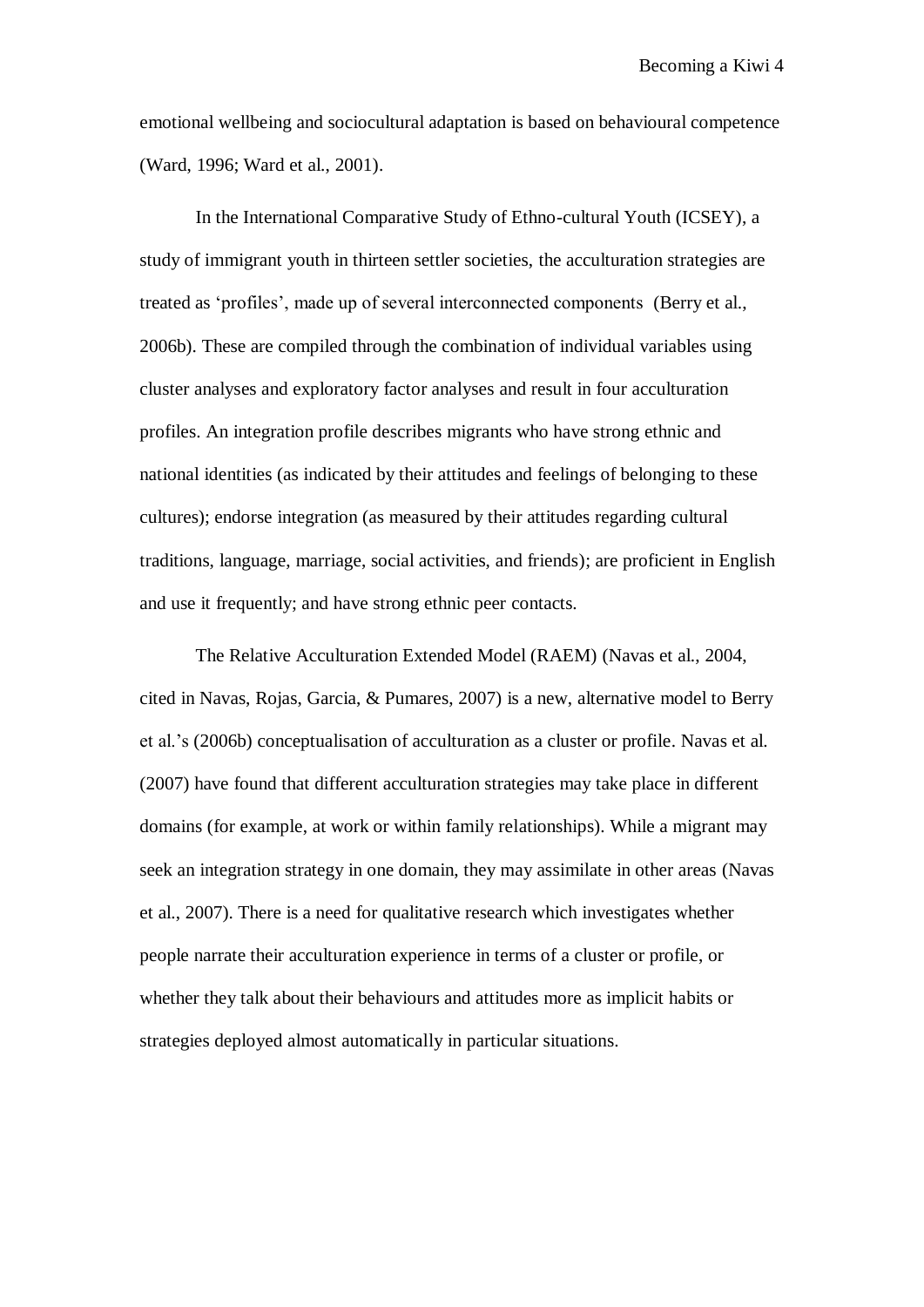emotional wellbeing and sociocultural adaptation is based on behavioural competence (Ward, 1996; Ward et al., 2001).

In the International Comparative Study of Ethno-cultural Youth (ICSEY), a study of immigrant youth in thirteen settler societies, the acculturation strategies are treated as 'profiles', made up of several interconnected components (Berry et al., 2006b). These are compiled through the combination of individual variables using cluster analyses and exploratory factor analyses and result in four acculturation profiles. An integration profile describes migrants who have strong ethnic and national identities (as indicated by their attitudes and feelings of belonging to these cultures); endorse integration (as measured by their attitudes regarding cultural traditions, language, marriage, social activities, and friends); are proficient in English and use it frequently; and have strong ethnic peer contacts.

The Relative Acculturation Extended Model (RAEM) (Navas et al., 2004, cited in Navas, Rojas, Garcia, & Pumares, 2007) is a new, alternative model to Berry et al.'s (2006b) conceptualisation of acculturation as a cluster or profile. Navas et al. (2007) have found that different acculturation strategies may take place in different domains (for example, at work or within family relationships). While a migrant may seek an integration strategy in one domain, they may assimilate in other areas (Navas et al., 2007). There is a need for qualitative research which investigates whether people narrate their acculturation experience in terms of a cluster or profile, or whether they talk about their behaviours and attitudes more as implicit habits or strategies deployed almost automatically in particular situations.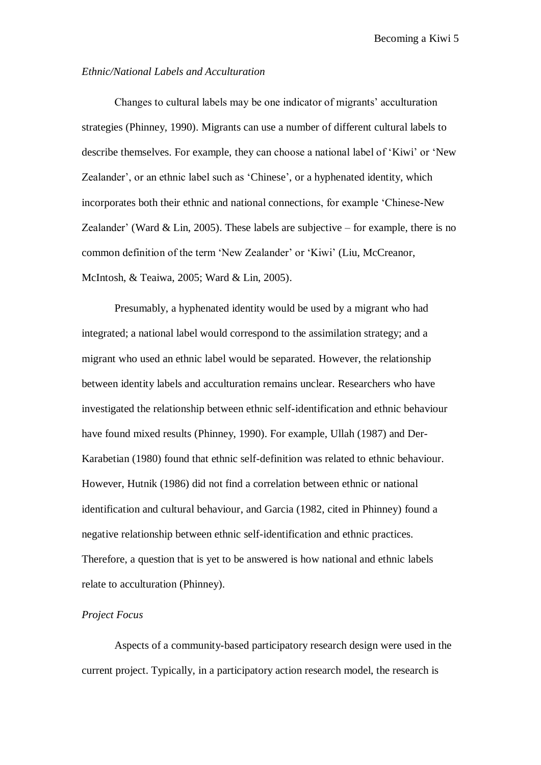*Ethnic/National Labels and Acculturation*

Changes to cultural labels may be one indicator of migrants' acculturation strategies (Phinney, 1990). Migrants can use a number of different cultural labels to describe themselves. For example, they can choose a national label of 'Kiwi' or 'New Zealander', or an ethnic label such as 'Chinese', or a hyphenated identity, which incorporates both their ethnic and national connections, for example 'Chinese-New Zealander' (Ward & Lin, 2005). These labels are subjective – for example, there is no common definition of the term 'New Zealander' or 'Kiwi' (Liu, McCreanor, McIntosh, & Teaiwa, 2005; Ward & Lin, 2005).

Presumably, a hyphenated identity would be used by a migrant who had integrated; a national label would correspond to the assimilation strategy; and a migrant who used an ethnic label would be separated. However, the relationship between identity labels and acculturation remains unclear. Researchers who have investigated the relationship between ethnic self-identification and ethnic behaviour have found mixed results (Phinney, 1990). For example, Ullah (1987) and Der-Karabetian (1980) found that ethnic self-definition was related to ethnic behaviour. However, Hutnik (1986) did not find a correlation between ethnic or national identification and cultural behaviour, and Garcia (1982, cited in Phinney) found a negative relationship between ethnic self-identification and ethnic practices. Therefore, a question that is yet to be answered is how national and ethnic labels relate to acculturation (Phinney).

*Project Focus*

Aspects of a community-based participatory research design were used in the current project. Typically, in a participatory action research model, the research is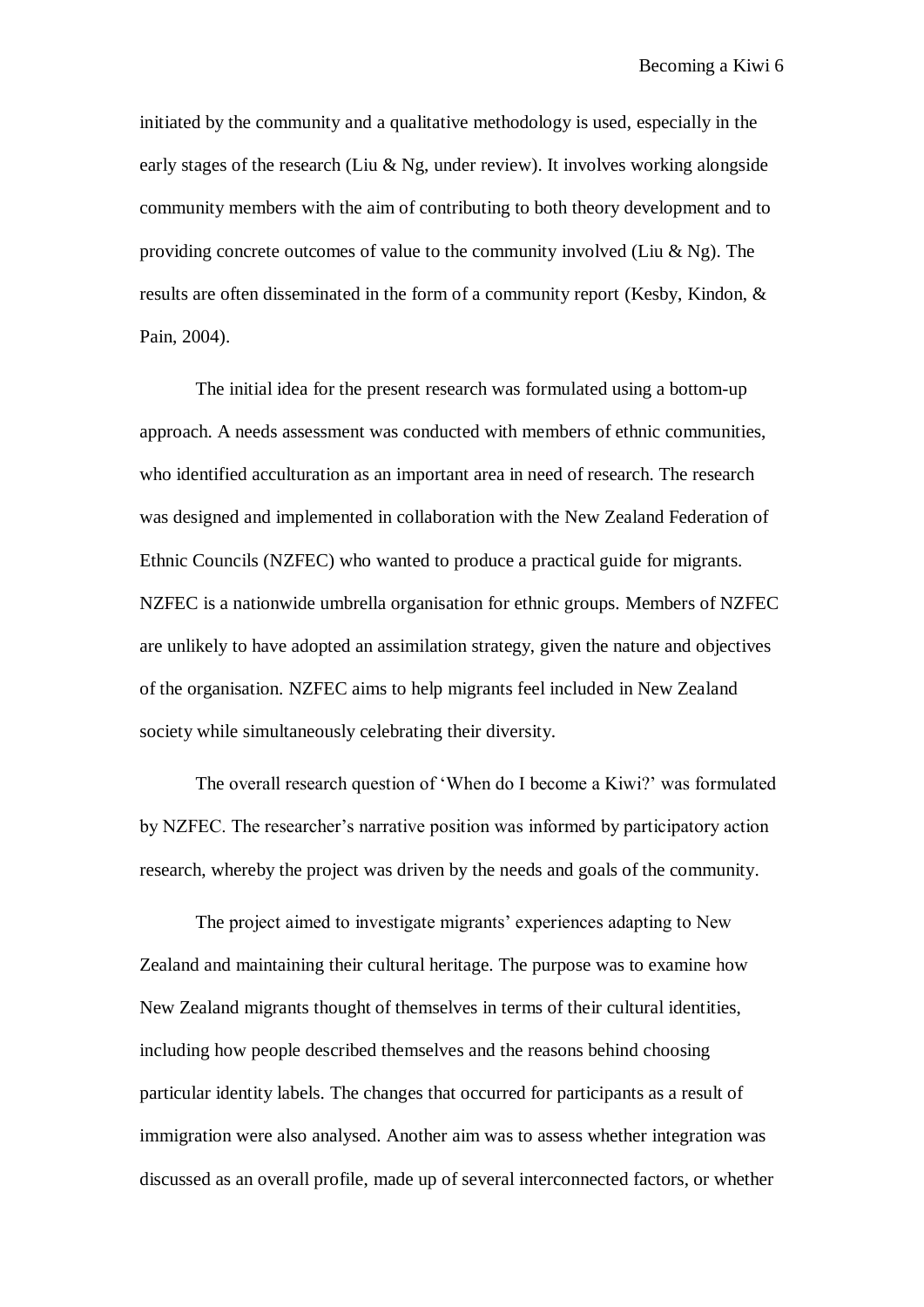initiated by the community and a qualitative methodology is used, especially in the early stages of the research (Liu & Ng, under review). It involves working alongside community members with the aim of contributing to both theory development and to providing concrete outcomes of value to the community involved (Liu & Ng). The results are often disseminated in the form of a community report (Kesby, Kindon, & Pain, 2004).

The initial idea for the present research was formulated using a bottom-up approach. A needs assessment was conducted with members of ethnic communities, who identified acculturation as an important area in need of research. The research was designed and implemented in collaboration with the New Zealand Federation of Ethnic Councils (NZFEC) who wanted to produce a practical guide for migrants. NZFEC is a nationwide umbrella organisation for ethnic groups. Members of NZFEC are unlikely to have adopted an assimilation strategy, given the nature and objectives of the organisation. NZFEC aims to help migrants feel included in New Zealand society while simultaneously celebrating their diversity.

The overall research question of 'When do I become a Kiwi?' was formulated by NZFEC. The researcher's narrative position was informed by participatory action research, whereby the project was driven by the needs and goals of the community.

The project aimed to investigate migrants' experiences adapting to New Zealand and maintaining their cultural heritage. The purpose was to examine how New Zealand migrants thought of themselves in terms of their cultural identities, including how people described themselves and the reasons behind choosing particular identity labels. The changes that occurred for participants as a result of immigration were also analysed. Another aim was to assess whether integration was discussed as an overall profile, made up of several interconnected factors, or whether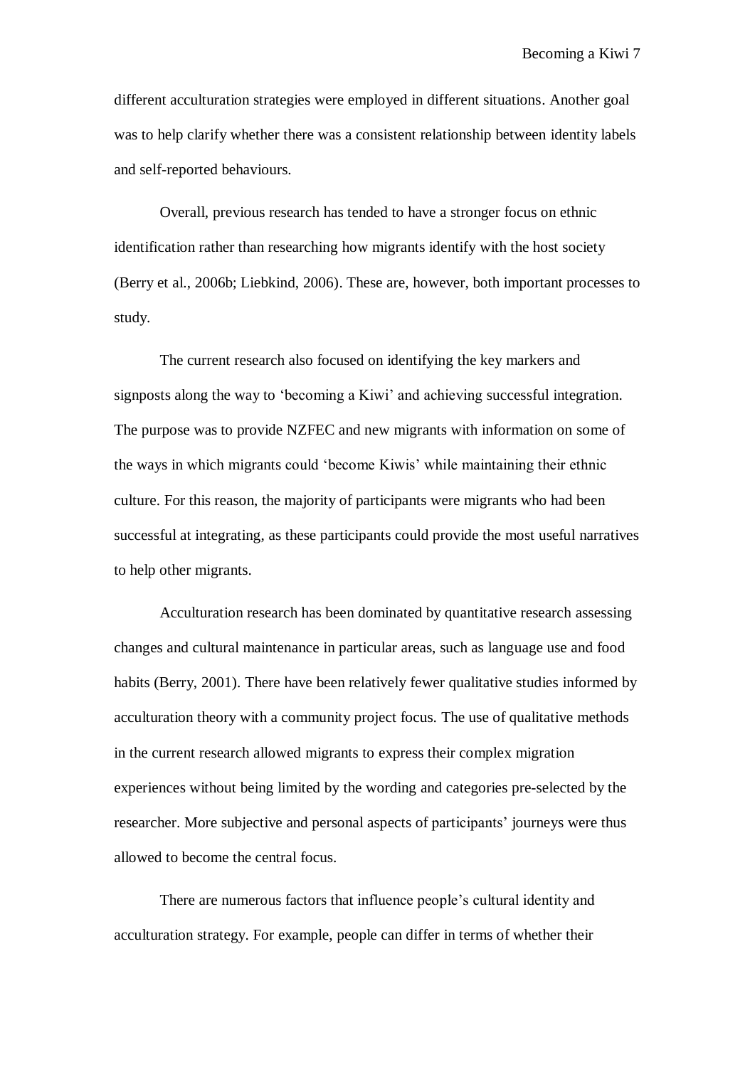different acculturation strategies were employed in different situations. Another goal was to help clarify whether there was a consistent relationship between identity labels and self-reported behaviours.

Overall, previous research has tended to have a stronger focus on ethnic identification rather than researching how migrants identify with the host society (Berry et al., 2006b; Liebkind, 2006). These are, however, both important processes to study.

The current research also focused on identifying the key markers and signposts along the way to 'becoming a Kiwi' and achieving successful integration. The purpose was to provide NZFEC and new migrants with information on some of the ways in which migrants could 'become Kiwis' while maintaining their ethnic culture. For this reason, the majority of participants were migrants who had been successful at integrating, as these participants could provide the most useful narratives to help other migrants.

Acculturation research has been dominated by quantitative research assessing changes and cultural maintenance in particular areas, such as language use and food habits (Berry, 2001). There have been relatively fewer qualitative studies informed by acculturation theory with a community project focus. The use of qualitative methods in the current research allowed migrants to express their complex migration experiences without being limited by the wording and categories pre-selected by the researcher. More subjective and personal aspects of participants' journeys were thus allowed to become the central focus.

There are numerous factors that influence people's cultural identity and acculturation strategy. For example, people can differ in terms of whether their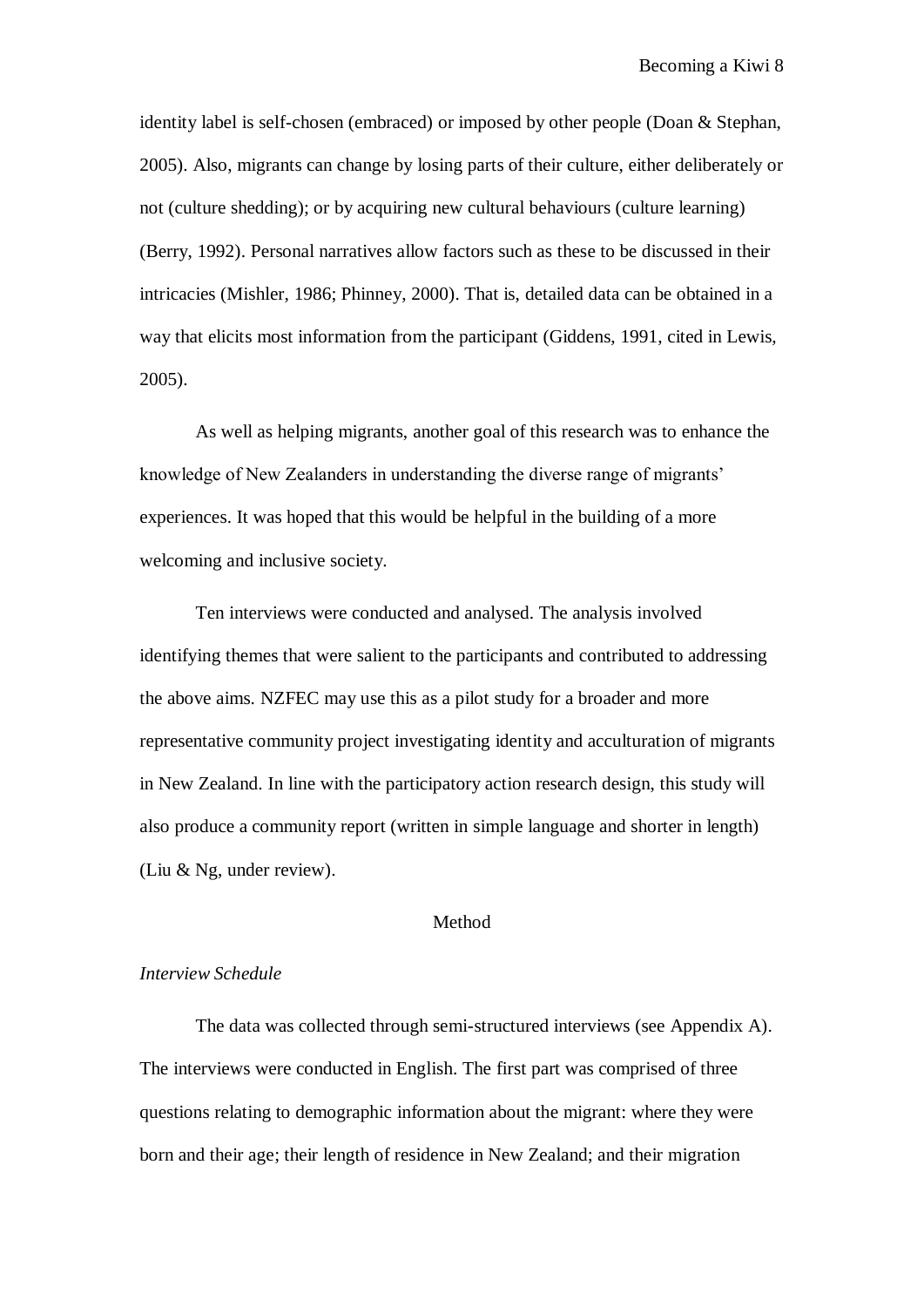identity label is self-chosen (embraced) or imposed by other people (Doan & Stephan, 2005). Also, migrants can change by losing parts of their culture, either deliberately or not (culture shedding); or by acquiring new cultural behaviours (culture learning) (Berry, 1992). Personal narratives allow factors such as these to be discussed in their intricacies (Mishler, 1986; Phinney, 2000). That is, detailed data can be obtained in a way that elicits most information from the participant (Giddens, 1991, cited in Lewis, 2005).

As well as helping migrants, another goal of this research was to enhance the knowledge of New Zealanders in understanding the diverse range of migrants' experiences. It was hoped that this would be helpful in the building of a more welcoming and inclusive society.

Ten interviews were conducted and analysed. The analysis involved identifying themes that were salient to the participants and contributed to addressing the above aims. NZFEC may use this as a pilot study for a broader and more representative community project investigating identity and acculturation of migrants in New Zealand. In line with the participatory action research design, this study will also produce a community report (written in simple language and shorter in length) (Liu & Ng, under review).

## Method

### *Interview Schedule*

The data was collected through semi-structured interviews (see Appendix A). The interviews were conducted in English. The first part was comprised of three questions relating to demographic information about the migrant: where they were born and their age; their length of residence in New Zealand; and their migration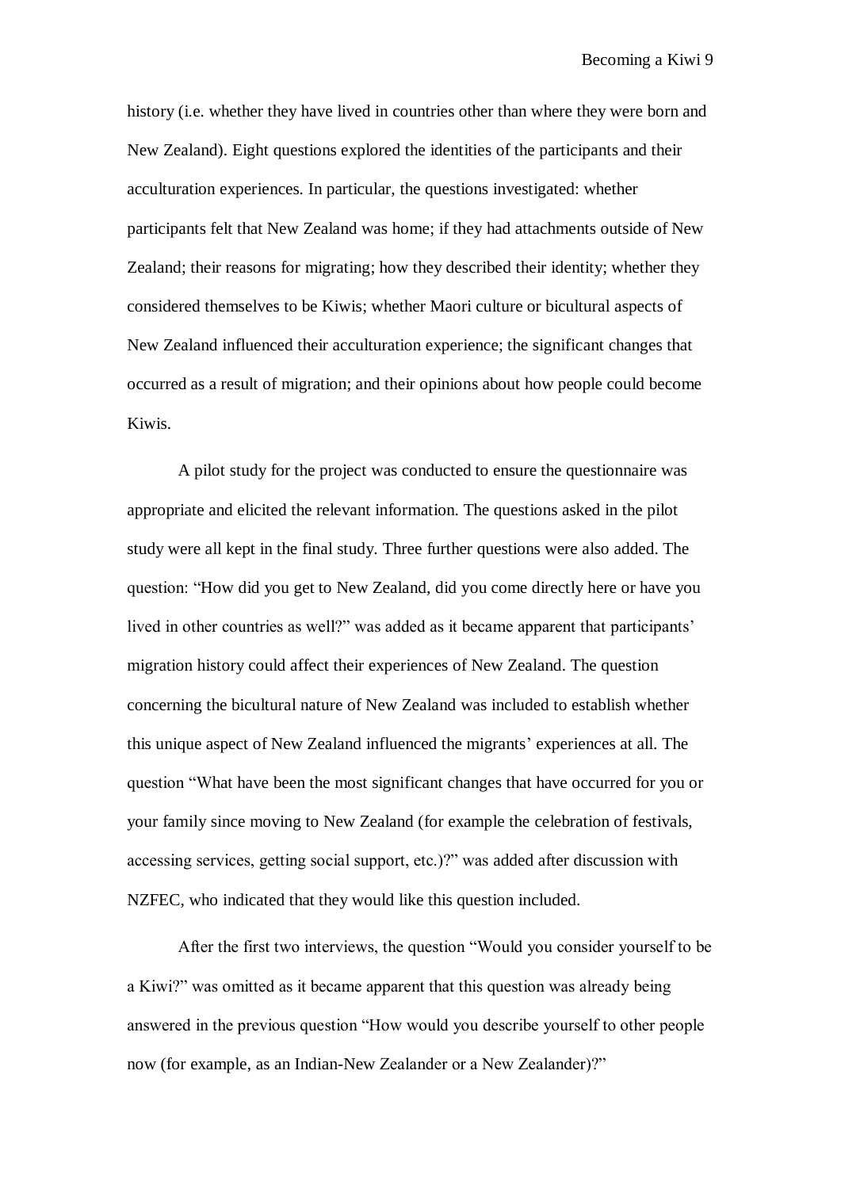history (i.e. whether they have lived in countries other than where they were born and New Zealand). Eight questions explored the identities of the participants and their acculturation experiences. In particular, the questions investigated: whether participants felt that New Zealand was home; if they had attachments outside of New Zealand; their reasons for migrating; how they described their identity; whether they considered themselves to be Kiwis; whether Maori culture or bicultural aspects of New Zealand influenced their acculturation experience; the significant changes that occurred as a result of migration; and their opinions about how people could become Kiwis.

A pilot study for the project was conducted to ensure the questionnaire was appropriate and elicited the relevant information. The questions asked in the pilot study were all kept in the final study. Three further questions were also added. The question: "How did you get to New Zealand, did you come directly here or have you lived in other countries as well?" was added as it became apparent that participants' migration history could affect their experiences of New Zealand. The question concerning the bicultural nature of New Zealand was included to establish whether this unique aspect of New Zealand influenced the migrants' experiences at all. The question "What have been the most significant changes that have occurred for you or your family since moving to New Zealand (for example the celebration of festivals, accessing services, getting social support, etc.)?" was added after discussion with NZFEC, who indicated that they would like this question included.

After the first two interviews, the question "Would you consider yourself to be a Kiwi?" was omitted as it became apparent that this question was already being answered in the previous question "How would you describe yourself to other people now (for example, as an Indian-New Zealander or a New Zealander)?"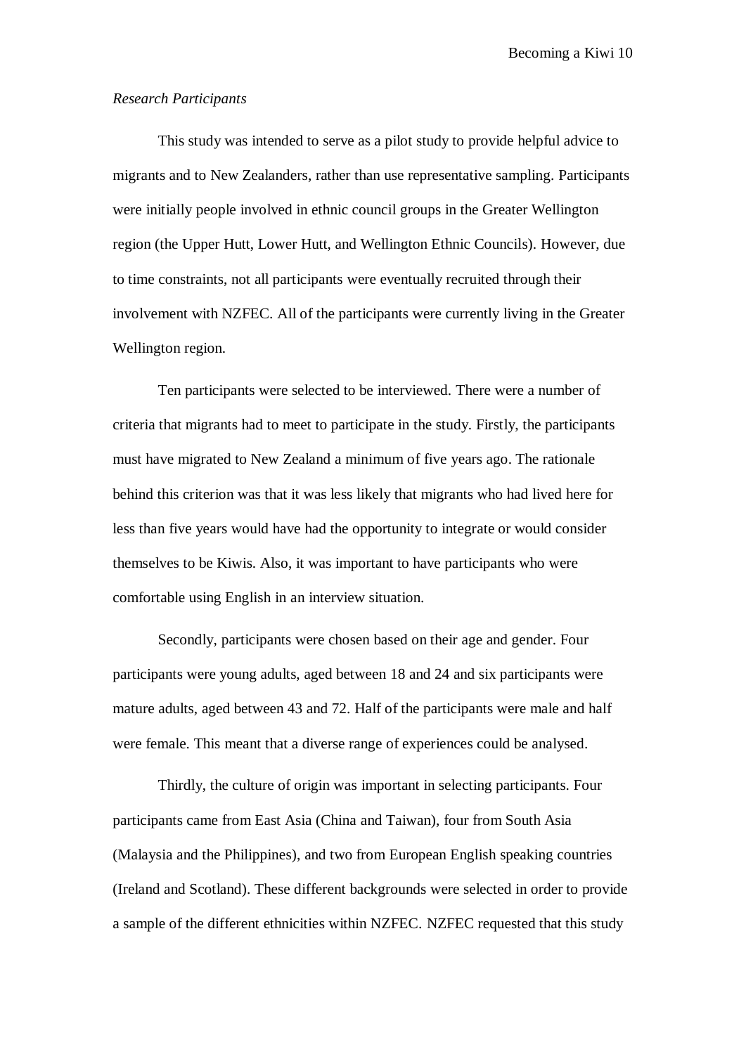*Research Participants*

This study was intended to serve as a pilot study to provide helpful advice to migrants and to New Zealanders, rather than use representative sampling. Participants were initially people involved in ethnic council groups in the Greater Wellington region (the Upper Hutt, Lower Hutt, and Wellington Ethnic Councils). However, due to time constraints, not all participants were eventually recruited through their involvement with NZFEC. All of the participants were currently living in the Greater Wellington region.

Ten participants were selected to be interviewed. There were a number of criteria that migrants had to meet to participate in the study. Firstly, the participants must have migrated to New Zealand a minimum of five years ago. The rationale behind this criterion was that it was less likely that migrants who had lived here for less than five years would have had the opportunity to integrate or would consider themselves to be Kiwis. Also, it was important to have participants who were comfortable using English in an interview situation.

Secondly, participants were chosen based on their age and gender. Four participants were young adults, aged between 18 and 24 and six participants were mature adults, aged between 43 and 72. Half of the participants were male and half were female. This meant that a diverse range of experiences could be analysed.

Thirdly, the culture of origin was important in selecting participants. Four participants came from East Asia (China and Taiwan), four from South Asia (Malaysia and the Philippines), and two from European English speaking countries (Ireland and Scotland). These different backgrounds were selected in order to provide a sample of the different ethnicities within NZFEC. NZFEC requested that this study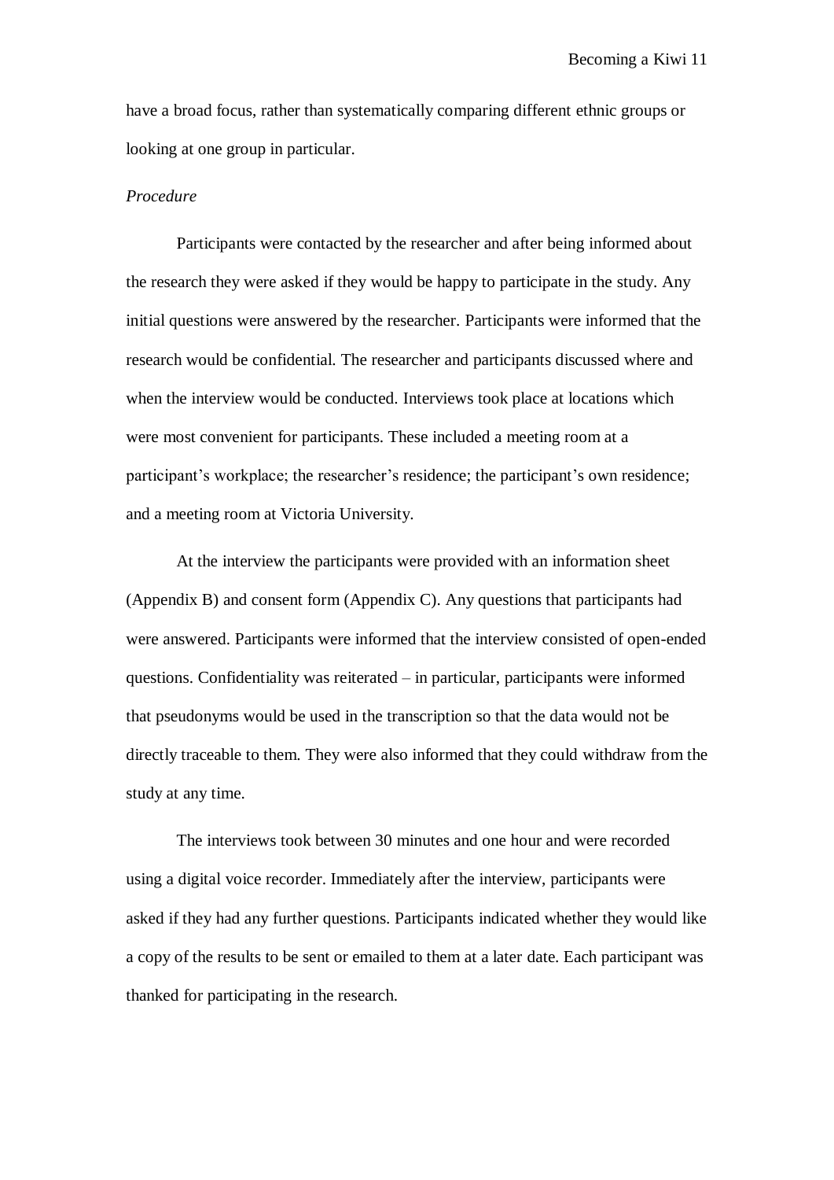have a broad focus, rather than systematically comparing different ethnic groups or looking at one group in particular.

*Procedure*

Participants were contacted by the researcher and after being informed about the research they were asked if they would be happy to participate in the study. Any initial questions were answered by the researcher. Participants were informed that the research would be confidential. The researcher and participants discussed where and when the interview would be conducted. Interviews took place at locations which were most convenient for participants. These included a meeting room at a participant's workplace; the researcher's residence; the participant's own residence; and a meeting room at Victoria University.

At the interview the participants were provided with an information sheet (Appendix B) and consent form (Appendix C). Any questions that participants had were answered. Participants were informed that the interview consisted of open-ended questions. Confidentiality was reiterated – in particular, participants were informed that pseudonyms would be used in the transcription so that the data would not be directly traceable to them. They were also informed that they could withdraw from the study at any time.

The interviews took between 30 minutes and one hour and were recorded using a digital voice recorder. Immediately after the interview, participants were asked if they had any further questions. Participants indicated whether they would like a copy of the results to be sent or emailed to them at a later date. Each participant was thanked for participating in the research.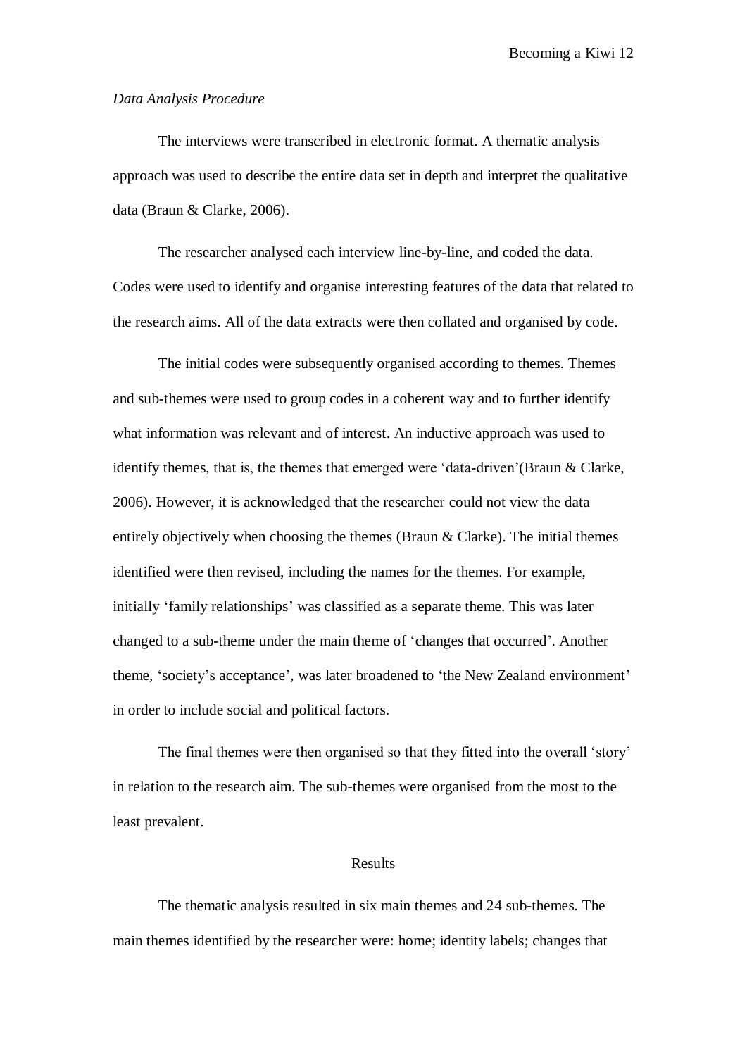*Data Analysis Procedure*

The interviews were transcribed in electronic format. A thematic analysis approach was used to describe the entire data set in depth and interpret the qualitative data (Braun & Clarke, 2006).

The researcher analysed each interview line-by-line, and coded the data. Codes were used to identify and organise interesting features of the data that related to the research aims. All of the data extracts were then collated and organised by code.

The initial codes were subsequently organised according to themes. Themes and sub-themes were used to group codes in a coherent way and to further identify what information was relevant and of interest. An inductive approach was used to identify themes, that is, the themes that emerged were 'data-driven'(Braun & Clarke, 2006). However, it is acknowledged that the researcher could not view the data entirely objectively when choosing the themes (Braun & Clarke). The initial themes identified were then revised, including the names for the themes. For example, initially 'family relationships' was classified as a separate theme. This was later changed to a sub-theme under the main theme of 'changes that occurred'. Another theme, 'society's acceptance', was later broadened to 'the New Zealand environment' in order to include social and political factors.

The final themes were then organised so that they fitted into the overall 'story' in relation to the research aim. The sub-themes were organised from the most to the least prevalent.

## Results

The thematic analysis resulted in six main themes and 24 sub-themes. The main themes identified by the researcher were: home; identity labels; changes that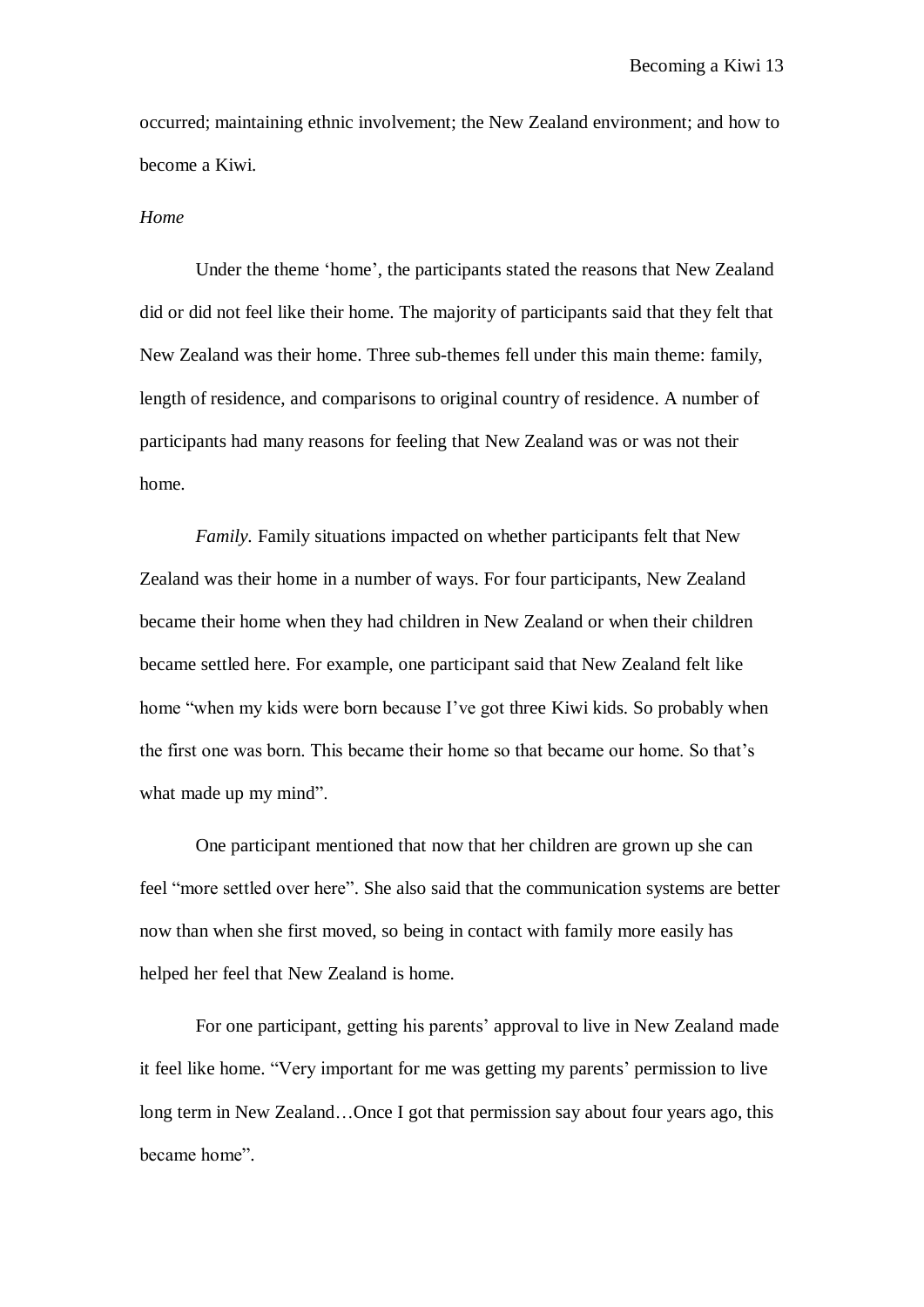occurred; maintaining ethnic involvement; the New Zealand environment; and how to become a Kiwi.

*Home*

Under the theme 'home', the participants stated the reasons that New Zealand did or did not feel like their home. The majority of participants said that they felt that New Zealand was their home. Three sub-themes fell under this main theme: family, length of residence, and comparisons to original country of residence. A number of participants had many reasons for feeling that New Zealand was or was not their home.

*Family.* Family situations impacted on whether participants felt that New Zealand was their home in a number of ways. For four participants, New Zealand became their home when they had children in New Zealand or when their children became settled here. For example, one participant said that New Zealand felt like home "when my kids were born because I've got three Kiwi kids. So probably when the first one was born. This became their home so that became our home. So that's what made up my mind".

One participant mentioned that now that her children are grown up she can feel "more settled over here". She also said that the communication systems are better now than when she first moved, so being in contact with family more easily has helped her feel that New Zealand is home.

For one participant, getting his parents' approval to live in New Zealand made it feel like home. "Very important for me was getting my parents' permission to live long term in New Zealand…Once I got that permission say about four years ago, this became home".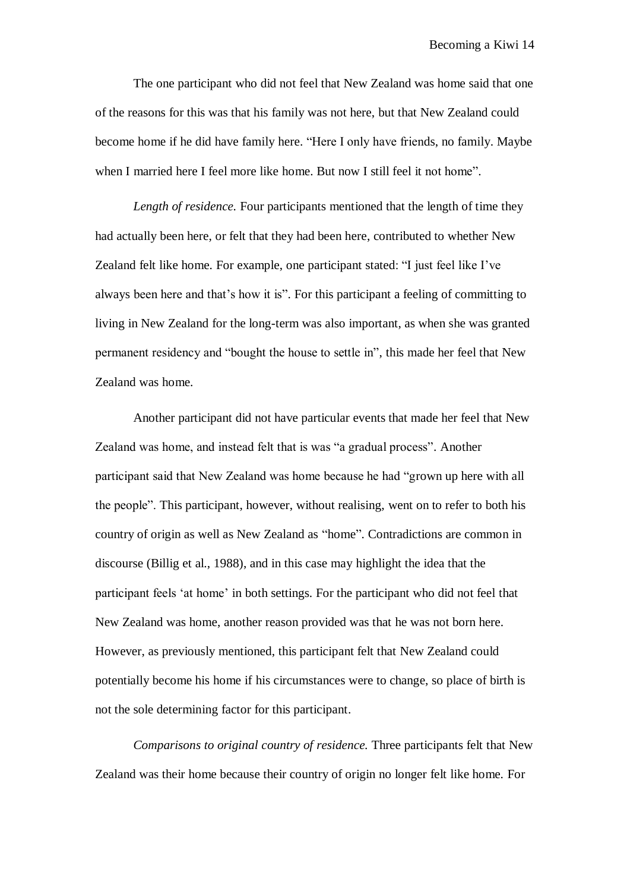The one participant who did not feel that New Zealand was home said that one of the reasons for this was that his family was not here, but that New Zealand could become home if he did have family here. "Here I only have friends, no family. Maybe when I married here I feel more like home. But now I still feel it not home".

*Length of residence.* Four participants mentioned that the length of time they had actually been here, or felt that they had been here, contributed to whether New Zealand felt like home. For example, one participant stated: "I just feel like I've always been here and that's how it is". For this participant a feeling of committing to living in New Zealand for the long-term was also important, as when she was granted permanent residency and "bought the house to settle in", this made her feel that New Zealand was home.

Another participant did not have particular events that made her feel that New Zealand was home, and instead felt that is was "a gradual process". Another participant said that New Zealand was home because he had "grown up here with all the people". This participant, however, without realising, went on to refer to both his country of origin as well as New Zealand as "home". Contradictions are common in discourse (Billig et al., 1988), and in this case may highlight the idea that the participant feels 'at home' in both settings. For the participant who did not feel that New Zealand was home, another reason provided was that he was not born here. However, as previously mentioned, this participant felt that New Zealand could potentially become his home if his circumstances were to change, so place of birth is not the sole determining factor for this participant.

*Comparisons to original country of residence.* Three participants felt that New Zealand was their home because their country of origin no longer felt like home. For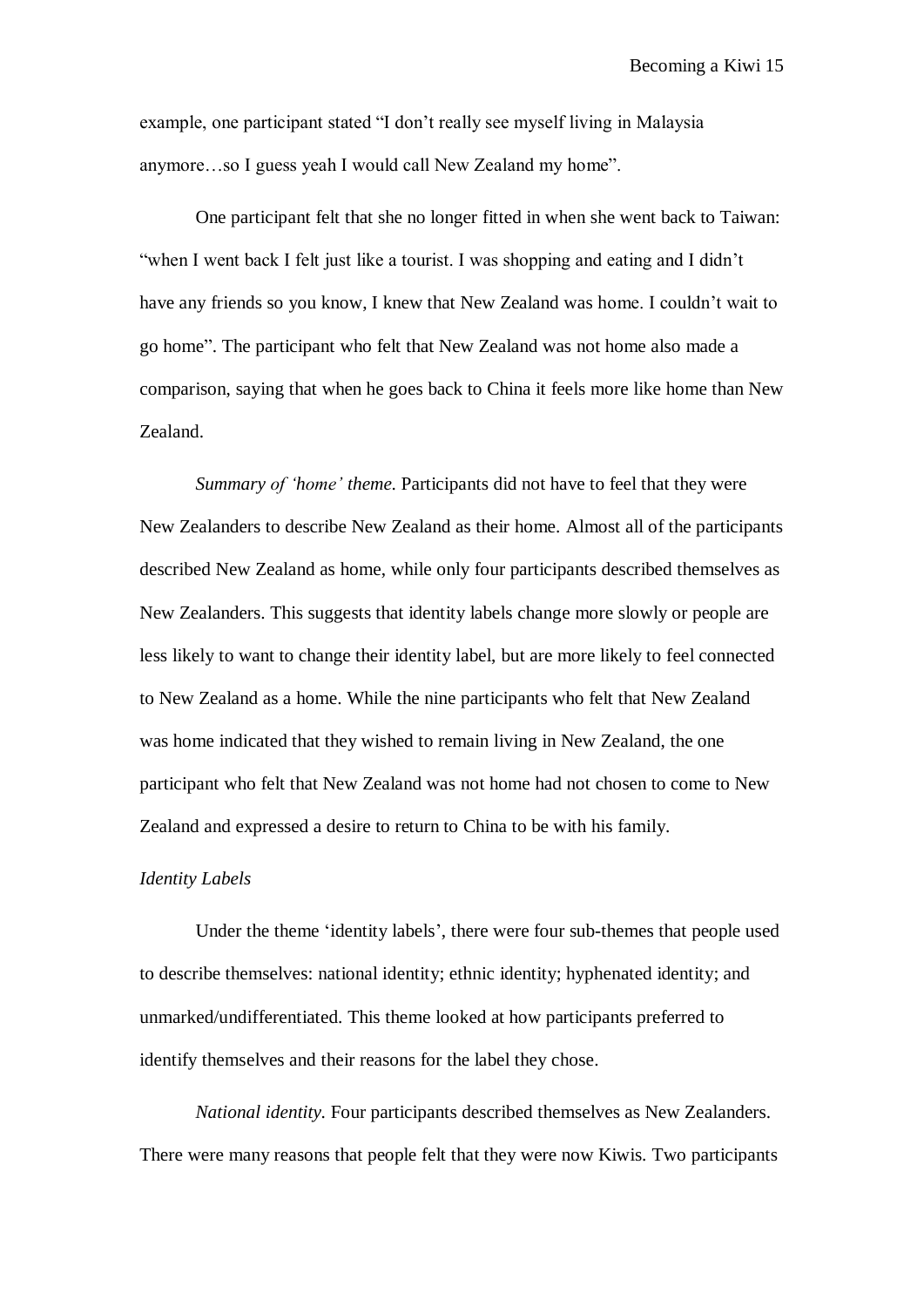example, one participant stated "I don't really see myself living in Malaysia anymore…so I guess yeah I would call New Zealand my home".

One participant felt that she no longer fitted in when she went back to Taiwan: "when I went back I felt just like a tourist. I was shopping and eating and I didn't have any friends so you know, I knew that New Zealand was home. I couldn't wait to go home". The participant who felt that New Zealand was not home also made a comparison, saying that when he goes back to China it feels more like home than New Zealand.

*Summary of 'home' theme.* Participants did not have to feel that they were New Zealanders to describe New Zealand as their home. Almost all of the participants described New Zealand as home, while only four participants described themselves as New Zealanders. This suggests that identity labels change more slowly or people are less likely to want to change their identity label, but are more likely to feel connected to New Zealand as a home. While the nine participants who felt that New Zealand was home indicated that they wished to remain living in New Zealand, the one participant who felt that New Zealand was not home had not chosen to come to New Zealand and expressed a desire to return to China to be with his family.

### *Identity Labels*

Under the theme 'identity labels', there were four sub-themes that people used to describe themselves: national identity; ethnic identity; hyphenated identity; and unmarked/undifferentiated. This theme looked at how participants preferred to identify themselves and their reasons for the label they chose.

*National identity.* Four participants described themselves as New Zealanders. There were many reasons that people felt that they were now Kiwis. Two participants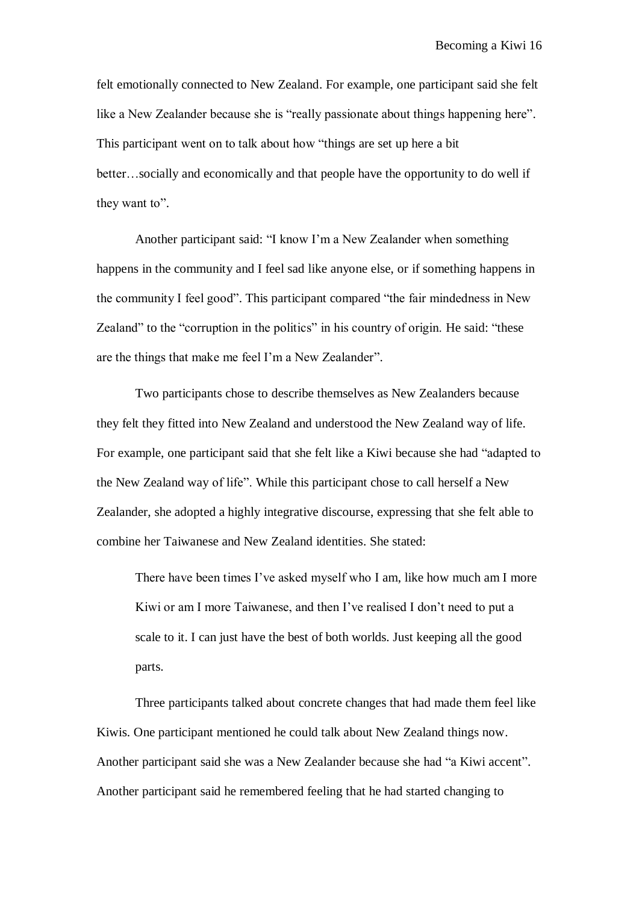felt emotionally connected to New Zealand. For example, one participant said she felt like a New Zealander because she is “really passionate about things happening here”. This participant went on to talk about how “things are set up here a bit better…socially and economically and that people have the opportunity to do well if they want to”.

Another participant said: “I know I’m a New Zealander when something happens in the community and I feel sad like anyone else, or if something happens in the community I feel good”. This participant compared “the fair mindedness in New Zealand” to the “corruption in the politics” in his country of origin. He said: “these are the things that make me feel I’m a New Zealander”.

Two participants chose to describe themselves as New Zealanders because they felt they fitted into New Zealand and understood the New Zealand way of life. For example, one participant said that she felt like a Kiwi because she had “adapted to the New Zealand way of life”. While this participant chose to call herself a New Zealander, she adopted a highly integrative discourse, expressing that she felt able to combine her Taiwanese and New Zealand identities. She stated:

> There have been times I’ve asked myself who I am, like how much am I more Kiwi or am I more Taiwanese, and then I’ve realised I don’t need to put a scale to it. I can just have the best of both worlds. Just keeping all the good parts.

Three participants talked about concrete changes that had made them feel like Kiwis. One participant mentioned he could talk about New Zealand things now. Another participant said she was a New Zealander because she had “a Kiwi accent”. Another participant said he remembered feeling that he had started changing to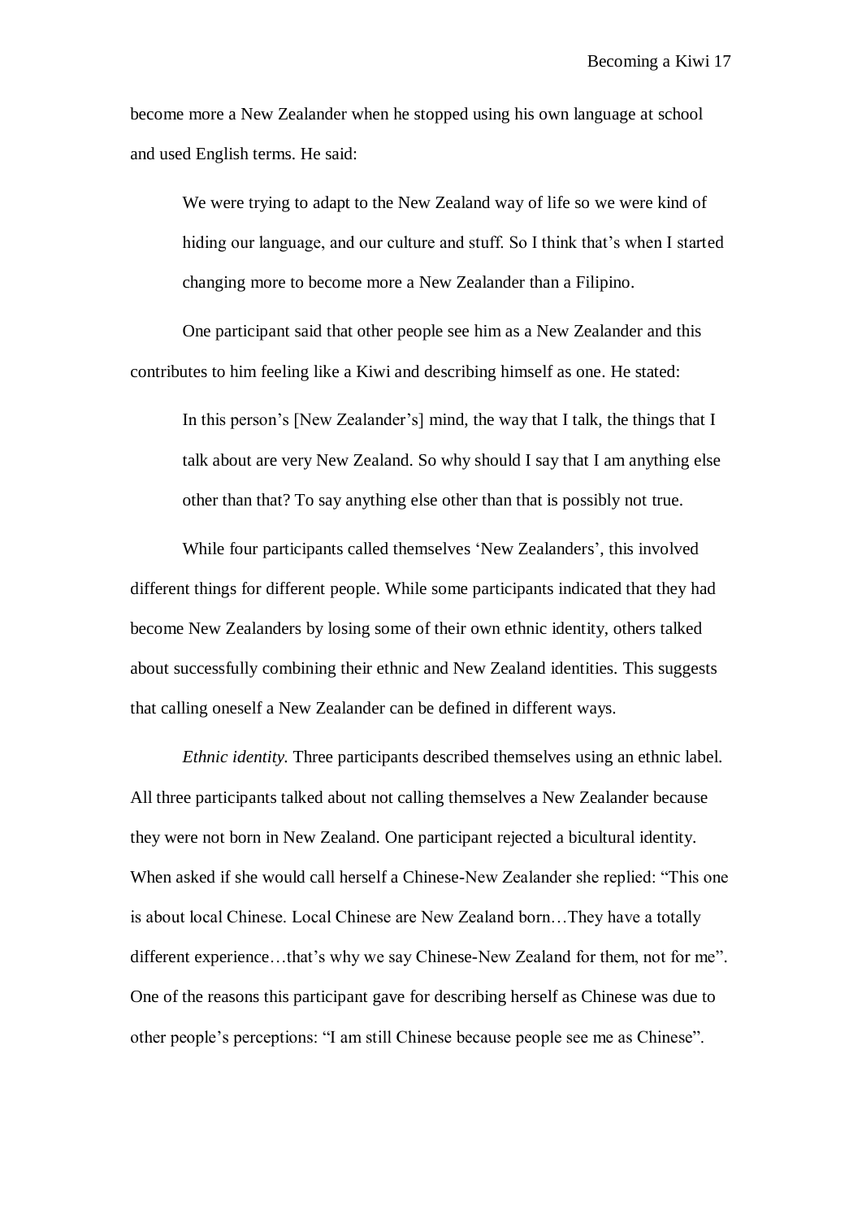become more a New Zealander when he stopped using his own language at school and used English terms. He said:

> We were trying to adapt to the New Zealand way of life so we were kind of hiding our language, and our culture and stuff. So I think that's when I started changing more to become more a New Zealander than a Filipino.

One participant said that other people see him as a New Zealander and this contributes to him feeling like a Kiwi and describing himself as one. He stated:

> In this person's [New Zealander's] mind, the way that I talk, the things that I talk about are very New Zealand. So why should I say that I am anything else other than that? To say anything else other than that is possibly not true.

While four participants called themselves 'New Zealanders', this involved different things for different people. While some participants indicated that they had become New Zealanders by losing some of their own ethnic identity, others talked about successfully combining their ethnic and New Zealand identities. This suggests that calling oneself a New Zealander can be defined in different ways.

*Ethnic identity.* Three participants described themselves using an ethnic label. All three participants talked about not calling themselves a New Zealander because they were not born in New Zealand. One participant rejected a bicultural identity. When asked if she would call herself a Chinese-New Zealander she replied: "This one is about local Chinese. Local Chinese are New Zealand born…They have a totally different experience…that's why we say Chinese-New Zealand for them, not for me". One of the reasons this participant gave for describing herself as Chinese was due to other people's perceptions: "I am still Chinese because people see me as Chinese".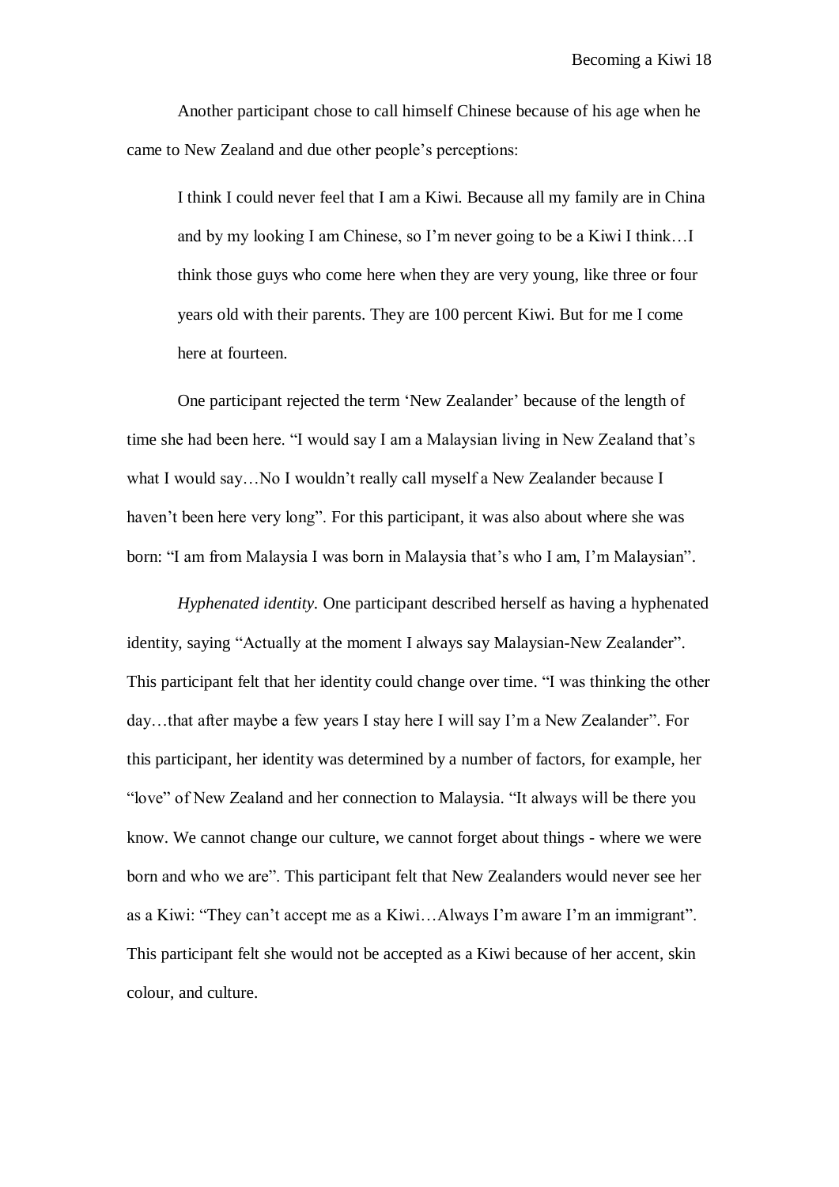Another participant chose to call himself Chinese because of his age when he came to New Zealand and due other people’s perceptions:

> I think I could never feel that I am a Kiwi. Because all my family are in China and by my looking I am Chinese, so I’m never going to be a Kiwi I think…I think those guys who come here when they are very young, like three or four years old with their parents. They are 100 percent Kiwi. But for me I come here at fourteen.

One participant rejected the term ‘New Zealander’ because of the length of time she had been here. “I would say I am a Malaysian living in New Zealand that’s what I would say…No I wouldn’t really call myself a New Zealander because I haven’t been here very long”. For this participant, it was also about where she was born: “I am from Malaysia I was born in Malaysia that’s who I am, I’m Malaysian”.

*Hyphenated identity.* One participant described herself as having a hyphenated identity, saying “Actually at the moment I always say Malaysian-New Zealander”. This participant felt that her identity could change over time. “I was thinking the other day…that after maybe a few years I stay here I will say I’m a New Zealander”. For this participant, her identity was determined by a number of factors, for example, her “love” of New Zealand and her connection to Malaysia. “It always will be there you know. We cannot change our culture, we cannot forget about things - where we were born and who we are”. This participant felt that New Zealanders would never see her as a Kiwi: “They can’t accept me as a Kiwi…Always I’m aware I’m an immigrant”. This participant felt she would not be accepted as a Kiwi because of her accent, skin colour, and culture.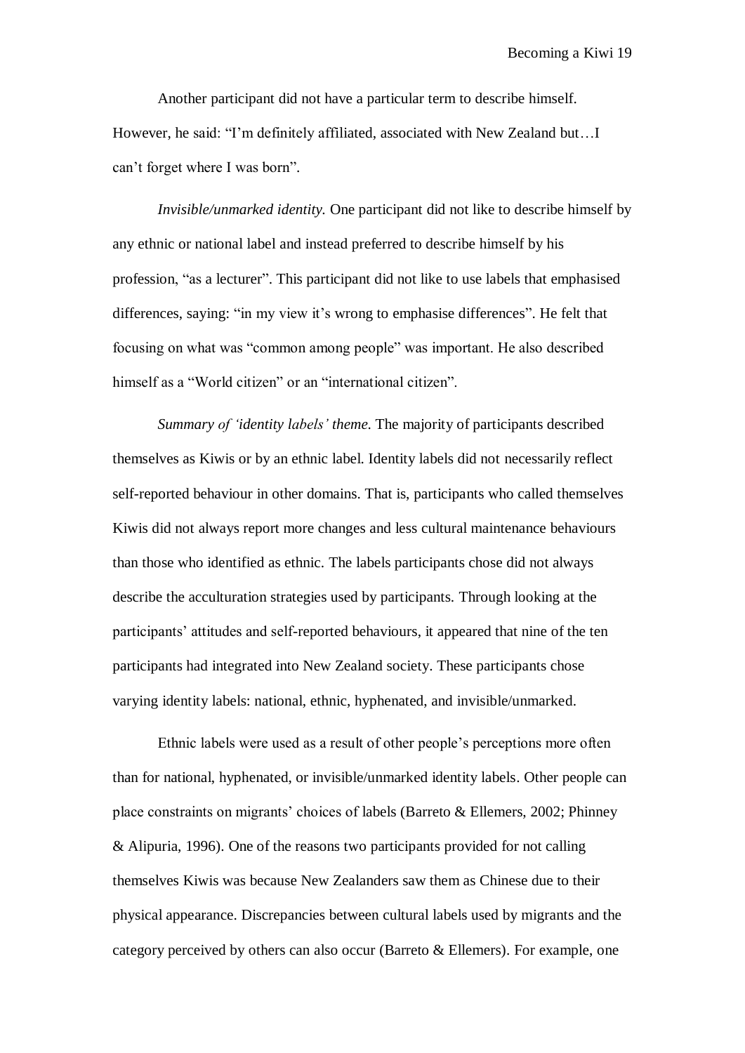Another participant did not have a particular term to describe himself. However, he said: “I’m definitely affiliated, associated with New Zealand but…I can’t forget where I was born”.

*Invisible/unmarked identity.* One participant did not like to describe himself by any ethnic or national label and instead preferred to describe himself by his profession, “as a lecturer”. This participant did not like to use labels that emphasised differences, saying: “in my view it’s wrong to emphasise differences”. He felt that focusing on what was “common among people” was important. He also described himself as a “World citizen” or an “international citizen”.

*Summary of ‘identity labels’ theme.* The majority of participants described themselves as Kiwis or by an ethnic label. Identity labels did not necessarily reflect self-reported behaviour in other domains. That is, participants who called themselves Kiwis did not always report more changes and less cultural maintenance behaviours than those who identified as ethnic. The labels participants chose did not always describe the acculturation strategies used by participants. Through looking at the participants’ attitudes and self-reported behaviours, it appeared that nine of the ten participants had integrated into New Zealand society. These participants chose varying identity labels: national, ethnic, hyphenated, and invisible/unmarked.

Ethnic labels were used as a result of other people’s perceptions more often than for national, hyphenated, or invisible/unmarked identity labels. Other people can place constraints on migrants’ choices of labels (Barreto & Ellemers, 2002; Phinney & Alipuria, 1996). One of the reasons two participants provided for not calling themselves Kiwis was because New Zealanders saw them as Chinese due to their physical appearance. Discrepancies between cultural labels used by migrants and the category perceived by others can also occur (Barreto & Ellemers). For example, one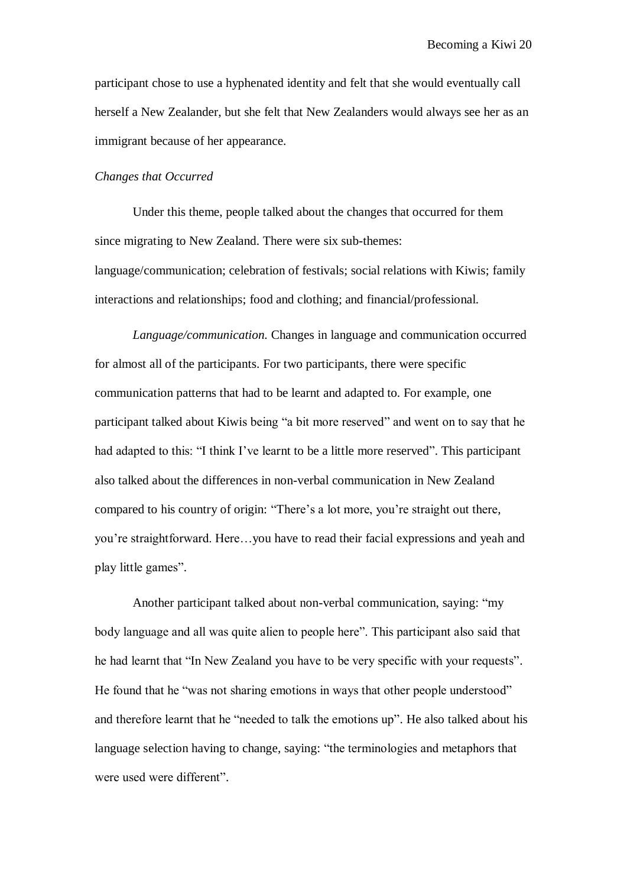participant chose to use a hyphenated identity and felt that she would eventually call herself a New Zealander, but she felt that New Zealanders would always see her as an immigrant because of her appearance.

*Changes that Occurred*

Under this theme, people talked about the changes that occurred for them since migrating to New Zealand. There were six sub-themes: language/communication; celebration of festivals; social relations with Kiwis; family interactions and relationships; food and clothing; and financial/professional.

*Language/communication.* Changes in language and communication occurred for almost all of the participants. For two participants, there were specific communication patterns that had to be learnt and adapted to. For example, one participant talked about Kiwis being "a bit more reserved" and went on to say that he had adapted to this: "I think I've learnt to be a little more reserved". This participant also talked about the differences in non-verbal communication in New Zealand compared to his country of origin: "There's a lot more, you're straight out there, you're straightforward. Here…you have to read their facial expressions and yeah and play little games".

Another participant talked about non-verbal communication, saying: "my body language and all was quite alien to people here". This participant also said that he had learnt that "In New Zealand you have to be very specific with your requests". He found that he "was not sharing emotions in ways that other people understood" and therefore learnt that he "needed to talk the emotions up". He also talked about his language selection having to change, saying: "the terminologies and metaphors that were used were different".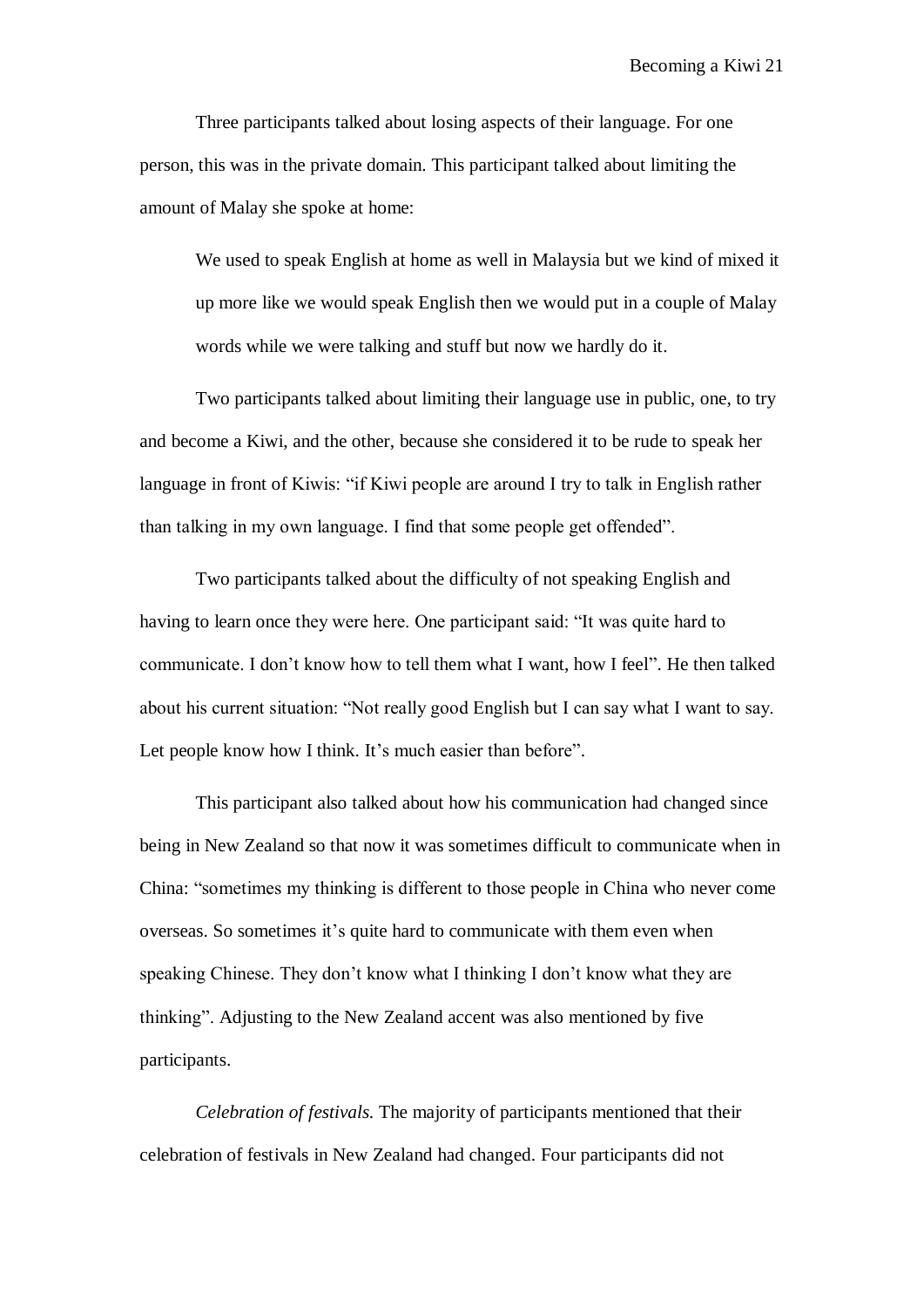Three participants talked about losing aspects of their language. For one person, this was in the private domain. This participant talked about limiting the amount of Malay she spoke at home:

> We used to speak English at home as well in Malaysia but we kind of mixed it up more like we would speak English then we would put in a couple of Malay words while we were talking and stuff but now we hardly do it.

Two participants talked about limiting their language use in public, one, to try and become a Kiwi, and the other, because she considered it to be rude to speak her language in front of Kiwis: "if Kiwi people are around I try to talk in English rather than talking in my own language. I find that some people get offended".

Two participants talked about the difficulty of not speaking English and having to learn once they were here. One participant said: "It was quite hard to communicate. I don't know how to tell them what I want, how I feel". He then talked about his current situation: "Not really good English but I can say what I want to say. Let people know how I think. It's much easier than before".

This participant also talked about how his communication had changed since being in New Zealand so that now it was sometimes difficult to communicate when in China: "sometimes my thinking is different to those people in China who never come overseas. So sometimes it's quite hard to communicate with them even when speaking Chinese. They don't know what I thinking I don't know what they are thinking". Adjusting to the New Zealand accent was also mentioned by five participants.

*Celebration of festivals.* The majority of participants mentioned that their celebration of festivals in New Zealand had changed. Four participants did not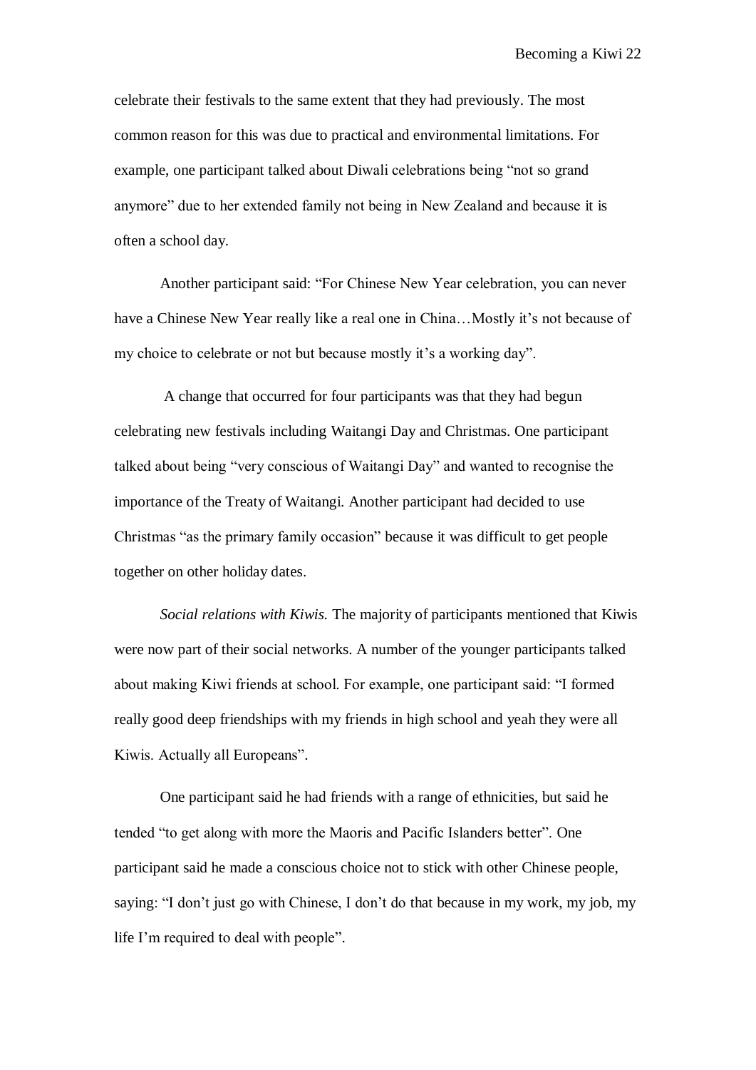celebrate their festivals to the same extent that they had previously. The most common reason for this was due to practical and environmental limitations. For example, one participant talked about Diwali celebrations being “not so grand anymore” due to her extended family not being in New Zealand and because it is often a school day.

Another participant said: “For Chinese New Year celebration, you can never have a Chinese New Year really like a real one in China…Mostly it’s not because of my choice to celebrate or not but because mostly it’s a working day”.

A change that occurred for four participants was that they had begun celebrating new festivals including Waitangi Day and Christmas. One participant talked about being “very conscious of Waitangi Day” and wanted to recognise the importance of the Treaty of Waitangi. Another participant had decided to use Christmas “as the primary family occasion” because it was difficult to get people together on other holiday dates.

*Social relations with Kiwis.* The majority of participants mentioned that Kiwis were now part of their social networks. A number of the younger participants talked about making Kiwi friends at school. For example, one participant said: “I formed really good deep friendships with my friends in high school and yeah they were all Kiwis. Actually all Europeans”.

One participant said he had friends with a range of ethnicities, but said he tended “to get along with more the Maoris and Pacific Islanders better”. One participant said he made a conscious choice not to stick with other Chinese people, saying: “I don’t just go with Chinese, I don’t do that because in my work, my job, my life I’m required to deal with people”.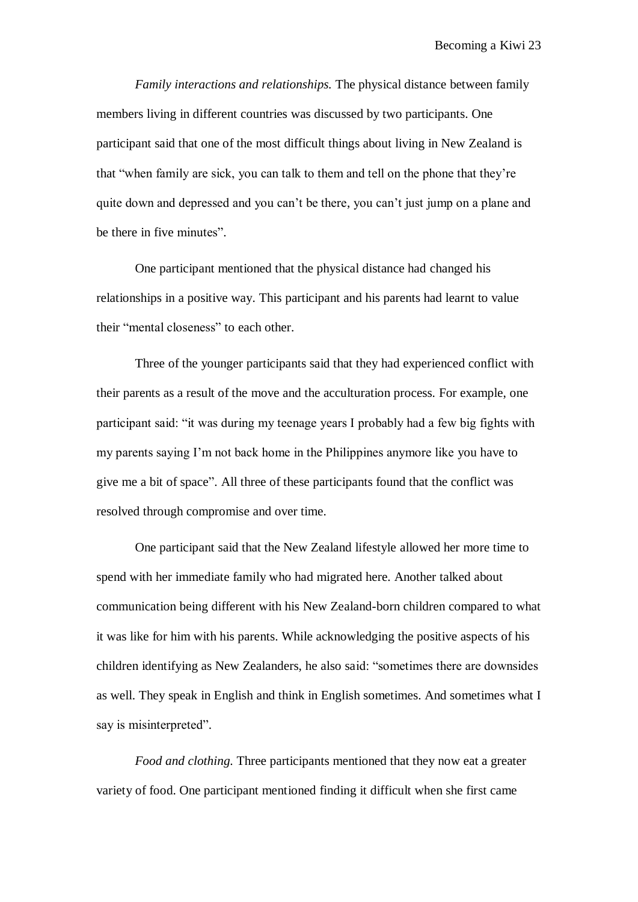*Family interactions and relationships.* The physical distance between family members living in different countries was discussed by two participants. One participant said that one of the most difficult things about living in New Zealand is that "when family are sick, you can talk to them and tell on the phone that they're quite down and depressed and you can't be there, you can't just jump on a plane and be there in five minutes".

One participant mentioned that the physical distance had changed his relationships in a positive way. This participant and his parents had learnt to value their "mental closeness" to each other.

Three of the younger participants said that they had experienced conflict with their parents as a result of the move and the acculturation process. For example, one participant said: "it was during my teenage years I probably had a few big fights with my parents saying I'm not back home in the Philippines anymore like you have to give me a bit of space". All three of these participants found that the conflict was resolved through compromise and over time.

One participant said that the New Zealand lifestyle allowed her more time to spend with her immediate family who had migrated here. Another talked about communication being different with his New Zealand-born children compared to what it was like for him with his parents. While acknowledging the positive aspects of his children identifying as New Zealanders, he also said: "sometimes there are downsides as well. They speak in English and think in English sometimes. And sometimes what I say is misinterpreted".

*Food and clothing.* Three participants mentioned that they now eat a greater variety of food. One participant mentioned finding it difficult when she first came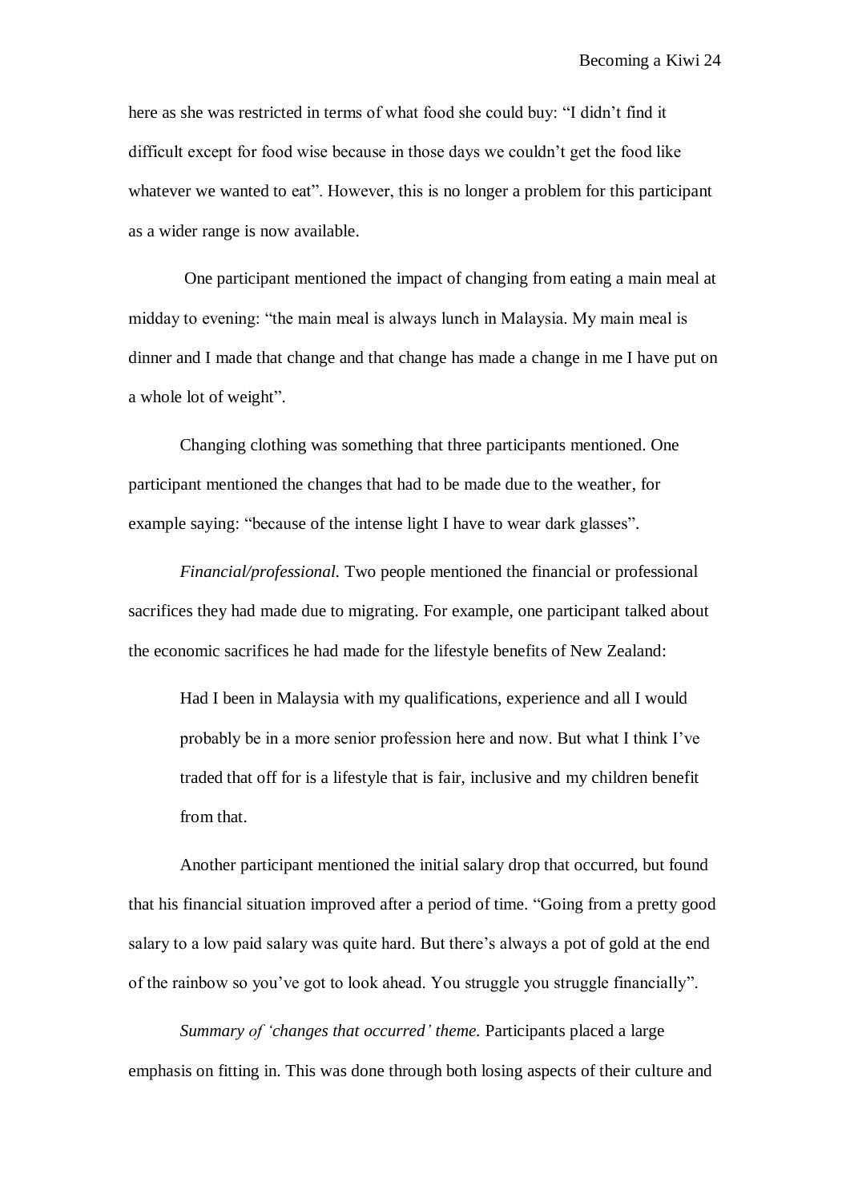here as she was restricted in terms of what food she could buy: "I didn't find it difficult except for food wise because in those days we couldn't get the food like whatever we wanted to eat". However, this is no longer a problem for this participant as a wider range is now available.

One participant mentioned the impact of changing from eating a main meal at midday to evening: "the main meal is always lunch in Malaysia. My main meal is dinner and I made that change and that change has made a change in me I have put on a whole lot of weight".

Changing clothing was something that three participants mentioned. One participant mentioned the changes that had to be made due to the weather, for example saying: "because of the intense light I have to wear dark glasses".

*Financial/professional.* Two people mentioned the financial or professional sacrifices they had made due to migrating. For example, one participant talked about the economic sacrifices he had made for the lifestyle benefits of New Zealand:

> Had I been in Malaysia with my qualifications, experience and all I would probably be in a more senior profession here and now. But what I think I've traded that off for is a lifestyle that is fair, inclusive and my children benefit from that.

Another participant mentioned the initial salary drop that occurred, but found that his financial situation improved after a period of time. "Going from a pretty good salary to a low paid salary was quite hard. But there's always a pot of gold at the end of the rainbow so you've got to look ahead. You struggle you struggle financially".

*Summary of 'changes that occurred' theme.* Participants placed a large emphasis on fitting in. This was done through both losing aspects of their culture and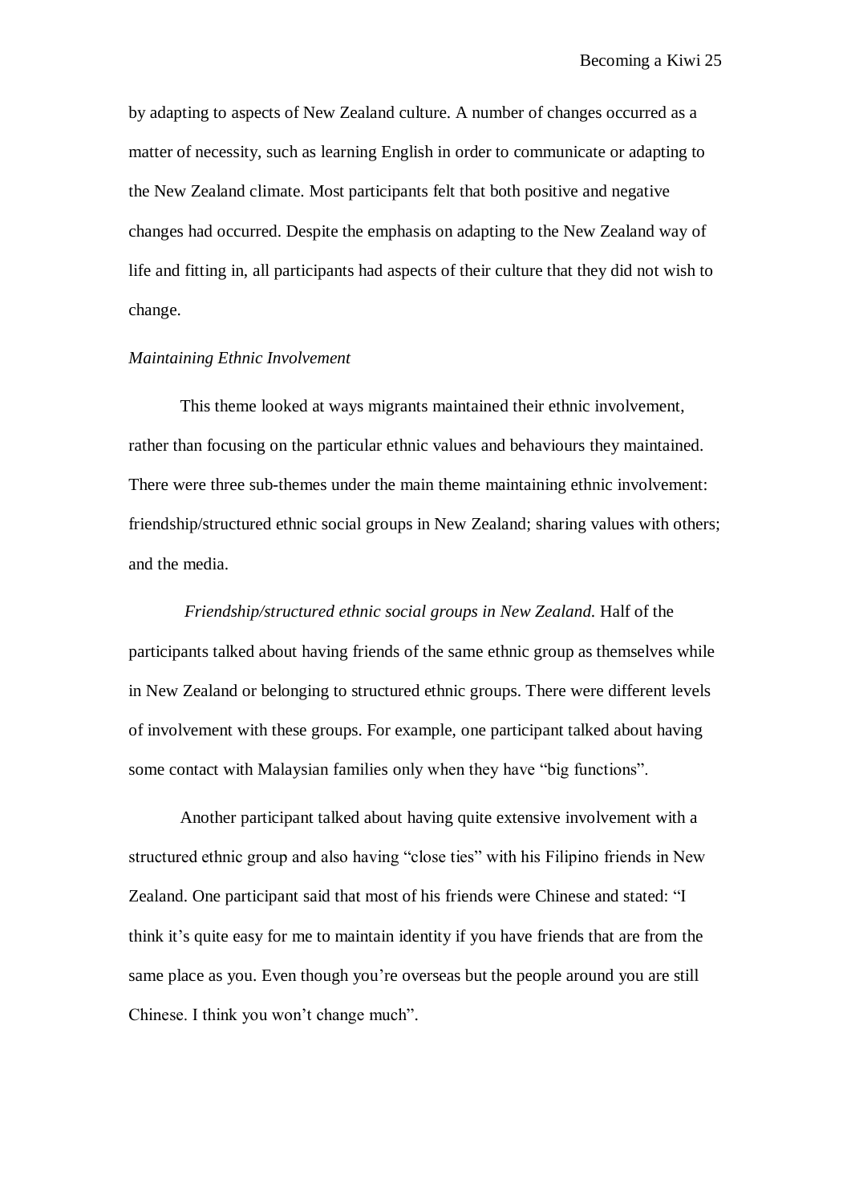by adapting to aspects of New Zealand culture. A number of changes occurred as a matter of necessity, such as learning English in order to communicate or adapting to the New Zealand climate. Most participants felt that both positive and negative changes had occurred. Despite the emphasis on adapting to the New Zealand way of life and fitting in, all participants had aspects of their culture that they did not wish to change.

### *Maintaining Ethnic Involvement*

This theme looked at ways migrants maintained their ethnic involvement, rather than focusing on the particular ethnic values and behaviours they maintained. There were three sub-themes under the main theme maintaining ethnic involvement: friendship/structured ethnic social groups in New Zealand; sharing values with others; and the media.

*Friendship/structured ethnic social groups in New Zealand.* Half of the participants talked about having friends of the same ethnic group as themselves while in New Zealand or belonging to structured ethnic groups. There were different levels of involvement with these groups. For example, one participant talked about having some contact with Malaysian families only when they have "big functions".

Another participant talked about having quite extensive involvement with a structured ethnic group and also having "close ties" with his Filipino friends in New Zealand. One participant said that most of his friends were Chinese and stated: "I think it's quite easy for me to maintain identity if you have friends that are from the same place as you. Even though you're overseas but the people around you are still Chinese. I think you won't change much".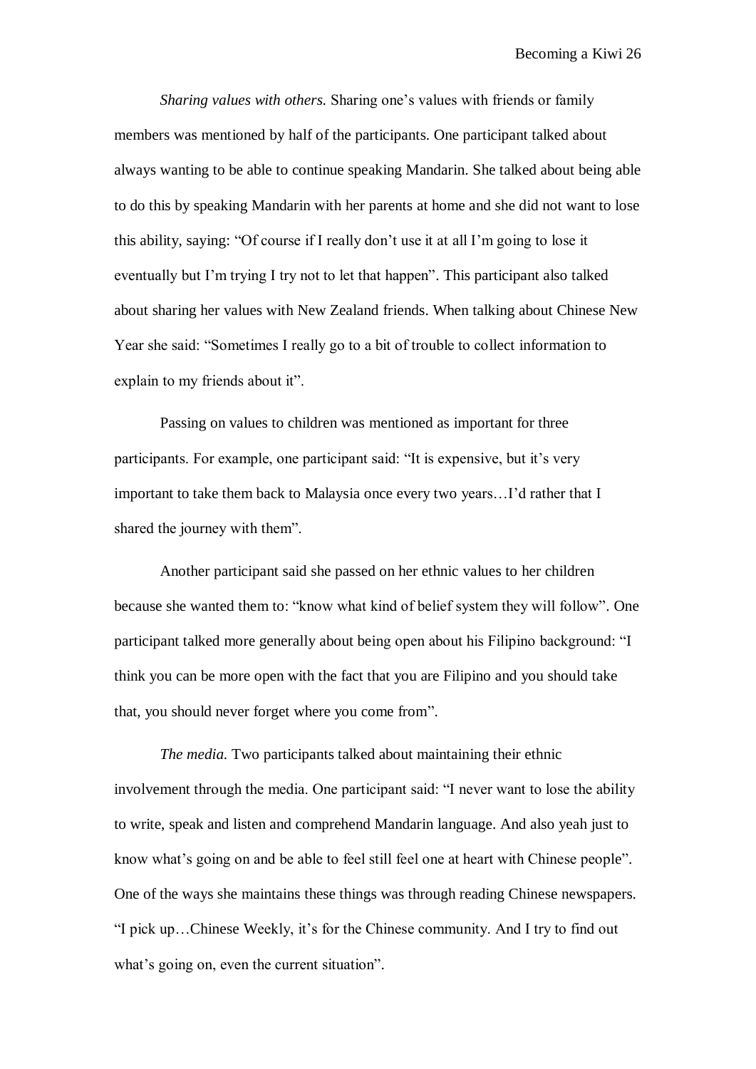*Sharing values with others.* Sharing one's values with friends or family members was mentioned by half of the participants. One participant talked about always wanting to be able to continue speaking Mandarin. She talked about being able to do this by speaking Mandarin with her parents at home and she did not want to lose this ability, saying: "Of course if I really don't use it at all I'm going to lose it eventually but I'm trying I try not to let that happen". This participant also talked about sharing her values with New Zealand friends. When talking about Chinese New Year she said: "Sometimes I really go to a bit of trouble to collect information to explain to my friends about it".

Passing on values to children was mentioned as important for three participants. For example, one participant said: "It is expensive, but it's very important to take them back to Malaysia once every two years…I'd rather that I shared the journey with them".

Another participant said she passed on her ethnic values to her children because she wanted them to: "know what kind of belief system they will follow". One participant talked more generally about being open about his Filipino background: "I think you can be more open with the fact that you are Filipino and you should take that, you should never forget where you come from".

*The media.* Two participants talked about maintaining their ethnic involvement through the media. One participant said: "I never want to lose the ability to write, speak and listen and comprehend Mandarin language. And also yeah just to know what's going on and be able to feel still feel one at heart with Chinese people". One of the ways she maintains these things was through reading Chinese newspapers. "I pick up…Chinese Weekly, it's for the Chinese community. And I try to find out what's going on, even the current situation".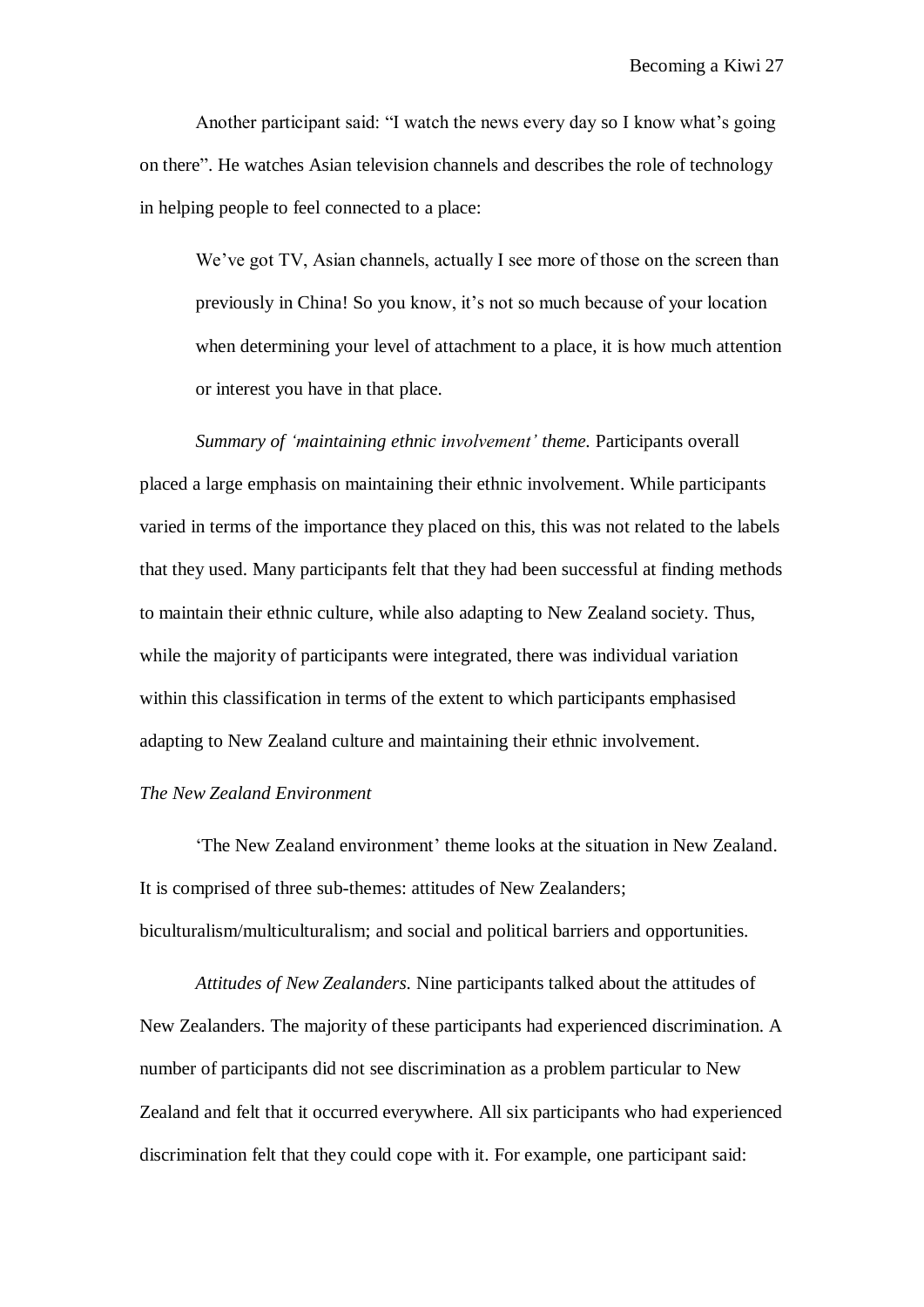Another participant said: "I watch the news every day so I know what's going on there". He watches Asian television channels and describes the role of technology in helping people to feel connected to a place:

> We've got TV, Asian channels, actually I see more of those on the screen than previously in China! So you know, it's not so much because of your location when determining your level of attachment to a place, it is how much attention or interest you have in that place.

*Summary of 'maintaining ethnic involvement' theme.* Participants overall placed a large emphasis on maintaining their ethnic involvement. While participants varied in terms of the importance they placed on this, this was not related to the labels that they used. Many participants felt that they had been successful at finding methods to maintain their ethnic culture, while also adapting to New Zealand society. Thus, while the majority of participants were integrated, there was individual variation within this classification in terms of the extent to which participants emphasised adapting to New Zealand culture and maintaining their ethnic involvement.

### *The New Zealand Environment*

'The New Zealand environment' theme looks at the situation in New Zealand. It is comprised of three sub-themes: attitudes of New Zealanders; biculturalism/multiculturalism; and social and political barriers and opportunities.

*Attitudes of New Zealanders.* Nine participants talked about the attitudes of New Zealanders. The majority of these participants had experienced discrimination. A number of participants did not see discrimination as a problem particular to New Zealand and felt that it occurred everywhere. All six participants who had experienced discrimination felt that they could cope with it. For example, one participant said: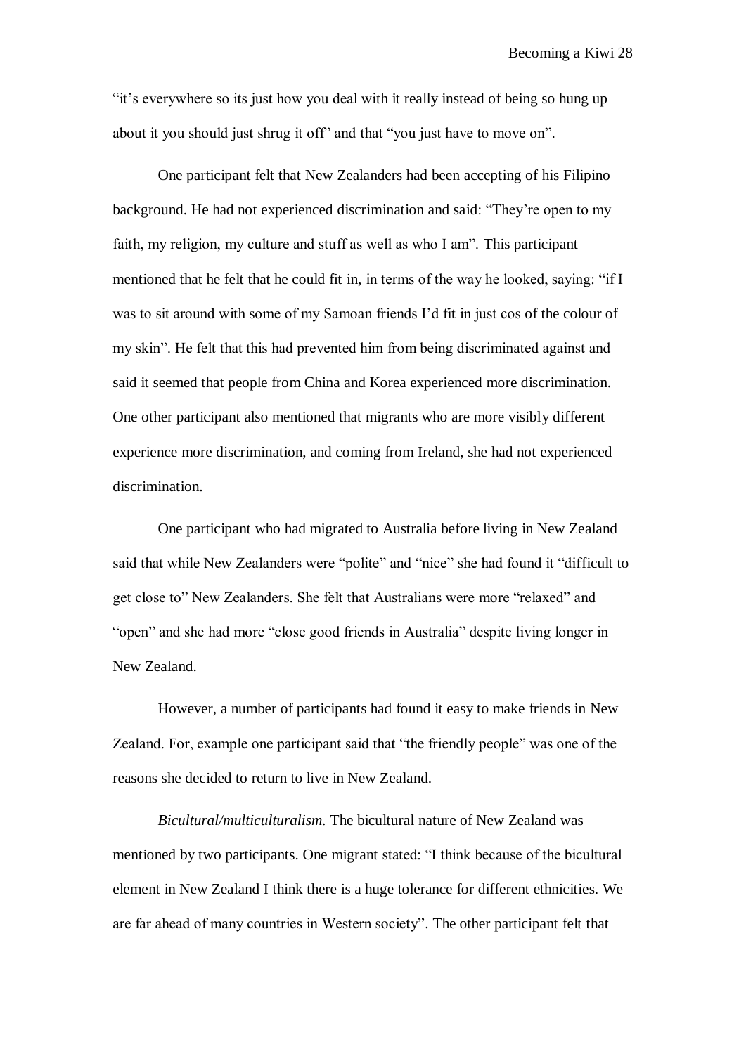"it's everywhere so its just how you deal with it really instead of being so hung up about it you should just shrug it off" and that "you just have to move on".

One participant felt that New Zealanders had been accepting of his Filipino background. He had not experienced discrimination and said: "They're open to my faith, my religion, my culture and stuff as well as who I am". This participant mentioned that he felt that he could fit in, in terms of the way he looked, saying: "if I was to sit around with some of my Samoan friends I'd fit in just cos of the colour of my skin". He felt that this had prevented him from being discriminated against and said it seemed that people from China and Korea experienced more discrimination. One other participant also mentioned that migrants who are more visibly different experience more discrimination, and coming from Ireland, she had not experienced discrimination.

One participant who had migrated to Australia before living in New Zealand said that while New Zealanders were "polite" and "nice" she had found it "difficult to get close to" New Zealanders. She felt that Australians were more "relaxed" and "open" and she had more "close good friends in Australia" despite living longer in New Zealand.

However, a number of participants had found it easy to make friends in New Zealand. For, example one participant said that "the friendly people" was one of the reasons she decided to return to live in New Zealand.

*Bicultural/multiculturalism.* The bicultural nature of New Zealand was mentioned by two participants. One migrant stated: "I think because of the bicultural element in New Zealand I think there is a huge tolerance for different ethnicities. We are far ahead of many countries in Western society". The other participant felt that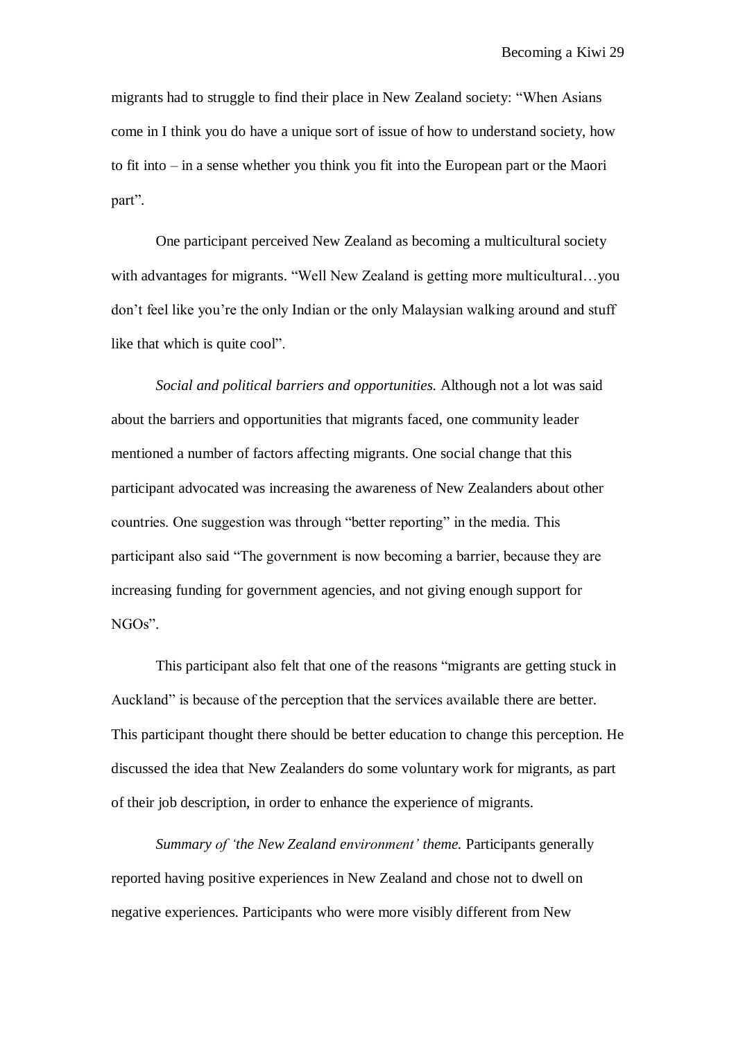migrants had to struggle to find their place in New Zealand society: "When Asians come in I think you do have a unique sort of issue of how to understand society, how to fit into – in a sense whether you think you fit into the European part or the Maori part".

One participant perceived New Zealand as becoming a multicultural society with advantages for migrants. "Well New Zealand is getting more multicultural…you don't feel like you're the only Indian or the only Malaysian walking around and stuff like that which is quite cool".

*Social and political barriers and opportunities.* Although not a lot was said about the barriers and opportunities that migrants faced, one community leader mentioned a number of factors affecting migrants. One social change that this participant advocated was increasing the awareness of New Zealanders about other countries. One suggestion was through "better reporting" in the media. This participant also said "The government is now becoming a barrier, because they are increasing funding for government agencies, and not giving enough support for NGOs".

This participant also felt that one of the reasons "migrants are getting stuck in Auckland" is because of the perception that the services available there are better. This participant thought there should be better education to change this perception. He discussed the idea that New Zealanders do some voluntary work for migrants, as part of their job description, in order to enhance the experience of migrants.

*Summary of 'the New Zealand environment' theme.* Participants generally reported having positive experiences in New Zealand and chose not to dwell on negative experiences. Participants who were more visibly different from New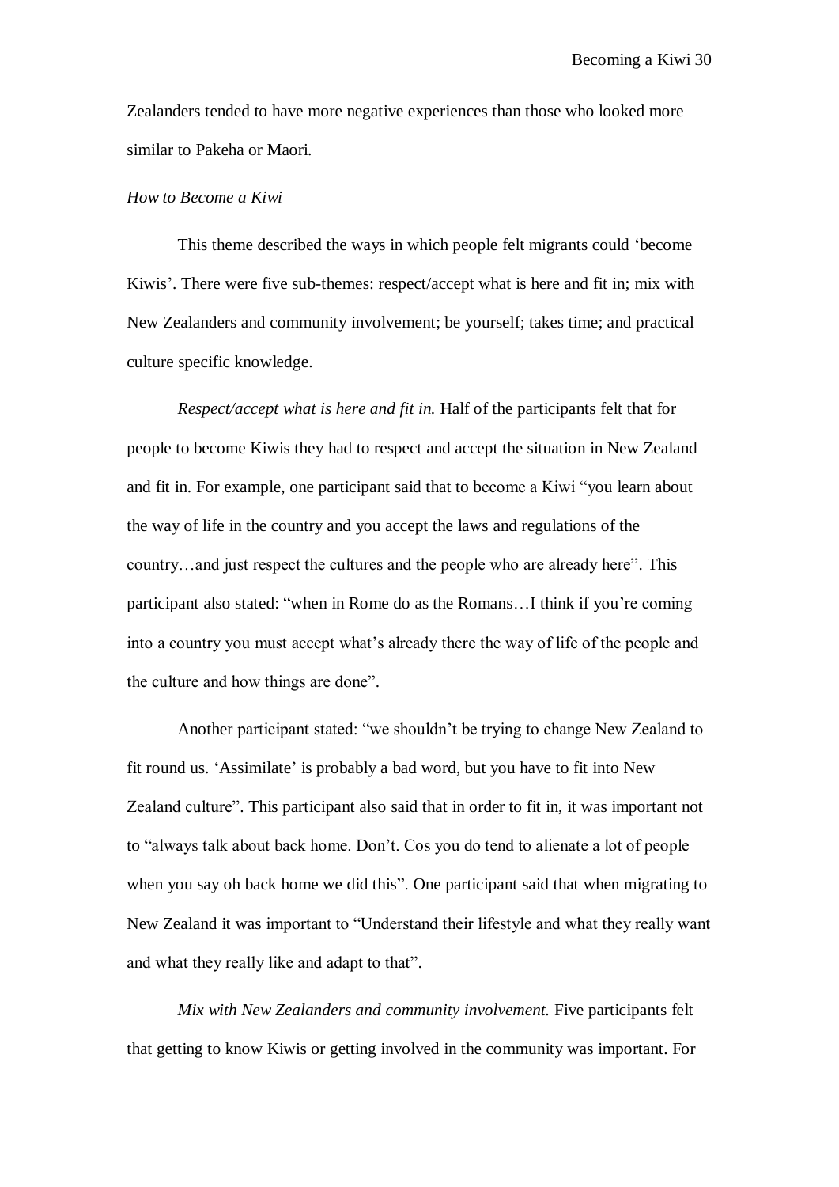Zealanders tended to have more negative experiences than those who looked more similar to Pakeha or Maori.

### *How to Become a Kiwi*

This theme described the ways in which people felt migrants could 'become Kiwis'. There were five sub-themes: respect/accept what is here and fit in; mix with New Zealanders and community involvement; be yourself; takes time; and practical culture specific knowledge.

*Respect/accept what is here and fit in.* Half of the participants felt that for people to become Kiwis they had to respect and accept the situation in New Zealand and fit in. For example, one participant said that to become a Kiwi "you learn about the way of life in the country and you accept the laws and regulations of the country…and just respect the cultures and the people who are already here". This participant also stated: "when in Rome do as the Romans…I think if you're coming into a country you must accept what's already there the way of life of the people and the culture and how things are done".

Another participant stated: "we shouldn't be trying to change New Zealand to fit round us. 'Assimilate' is probably a bad word, but you have to fit into New Zealand culture". This participant also said that in order to fit in, it was important not to "always talk about back home. Don't. Cos you do tend to alienate a lot of people when you say oh back home we did this". One participant said that when migrating to New Zealand it was important to "Understand their lifestyle and what they really want and what they really like and adapt to that".

*Mix with New Zealanders and community involvement.* Five participants felt that getting to know Kiwis or getting involved in the community was important. For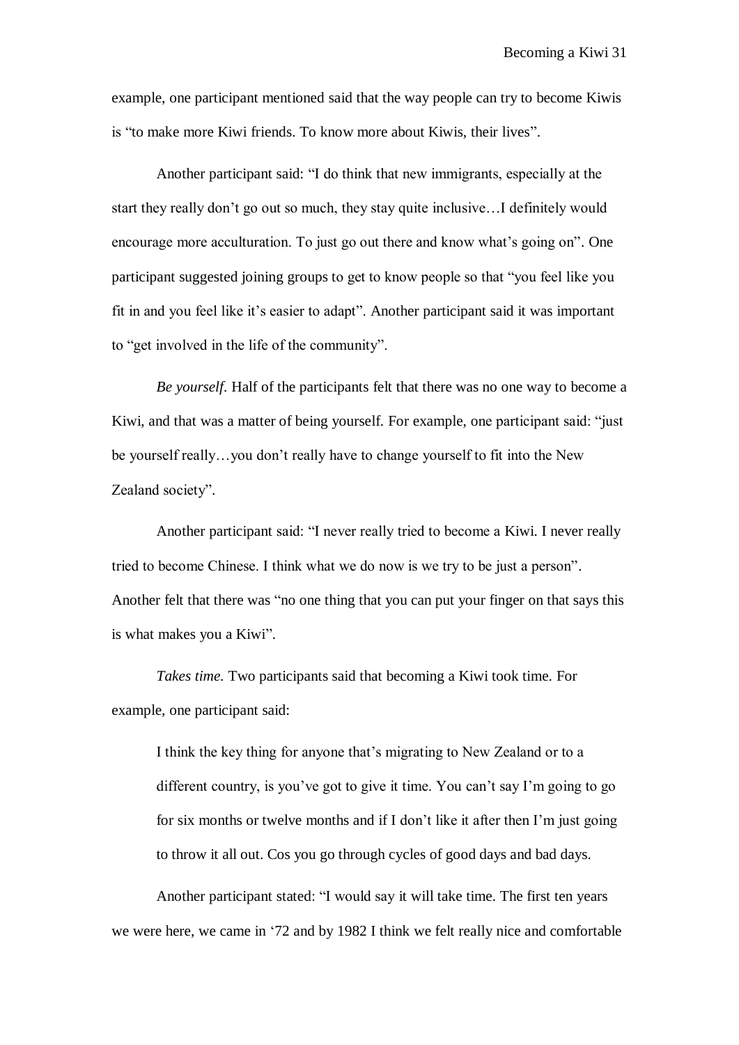example, one participant mentioned said that the way people can try to become Kiwis is “to make more Kiwi friends. To know more about Kiwis, their lives”.

Another participant said: “I do think that new immigrants, especially at the start they really don’t go out so much, they stay quite inclusive…I definitely would encourage more acculturation. To just go out there and know what’s going on”. One participant suggested joining groups to get to know people so that “you feel like you fit in and you feel like it’s easier to adapt”. Another participant said it was important to “get involved in the life of the community”.

*Be yourself*. Half of the participants felt that there was no one way to become a Kiwi, and that was a matter of being yourself. For example, one participant said: “just be yourself really…you don’t really have to change yourself to fit into the New Zealand society”.

Another participant said: “I never really tried to become a Kiwi. I never really tried to become Chinese. I think what we do now is we try to be just a person”. Another felt that there was “no one thing that you can put your finger on that says this is what makes you a Kiwi”.

*Takes time*. Two participants said that becoming a Kiwi took time. For example, one participant said:

> I think the key thing for anyone that’s migrating to New Zealand or to a different country, is you’ve got to give it time. You can’t say I’m going to go for six months or twelve months and if I don’t like it after then I’m just going to throw it all out. Cos you go through cycles of good days and bad days.

Another participant stated: “I would say it will take time. The first ten years we were here, we came in ‘72 and by 1982 I think we felt really nice and comfortable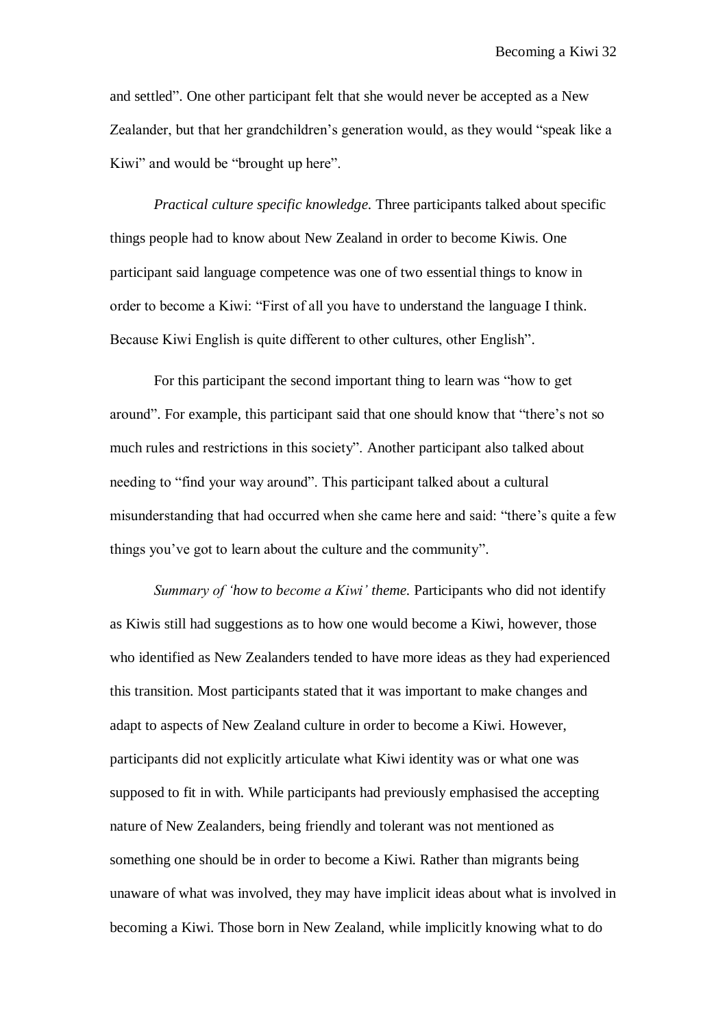and settled". One other participant felt that she would never be accepted as a New Zealander, but that her grandchildren's generation would, as they would "speak like a Kiwi" and would be "brought up here".

*Practical culture specific knowledge.* Three participants talked about specific things people had to know about New Zealand in order to become Kiwis. One participant said language competence was one of two essential things to know in order to become a Kiwi: "First of all you have to understand the language I think. Because Kiwi English is quite different to other cultures, other English".

For this participant the second important thing to learn was "how to get around". For example, this participant said that one should know that "there's not so much rules and restrictions in this society". Another participant also talked about needing to "find your way around". This participant talked about a cultural misunderstanding that had occurred when she came here and said: "there's quite a few things you've got to learn about the culture and the community".

*Summary of 'how to become a Kiwi' theme.* Participants who did not identify as Kiwis still had suggestions as to how one would become a Kiwi, however, those who identified as New Zealanders tended to have more ideas as they had experienced this transition. Most participants stated that it was important to make changes and adapt to aspects of New Zealand culture in order to become a Kiwi. However, participants did not explicitly articulate what Kiwi identity was or what one was supposed to fit in with. While participants had previously emphasised the accepting nature of New Zealanders, being friendly and tolerant was not mentioned as something one should be in order to become a Kiwi. Rather than migrants being unaware of what was involved, they may have implicit ideas about what is involved in becoming a Kiwi. Those born in New Zealand, while implicitly knowing what to do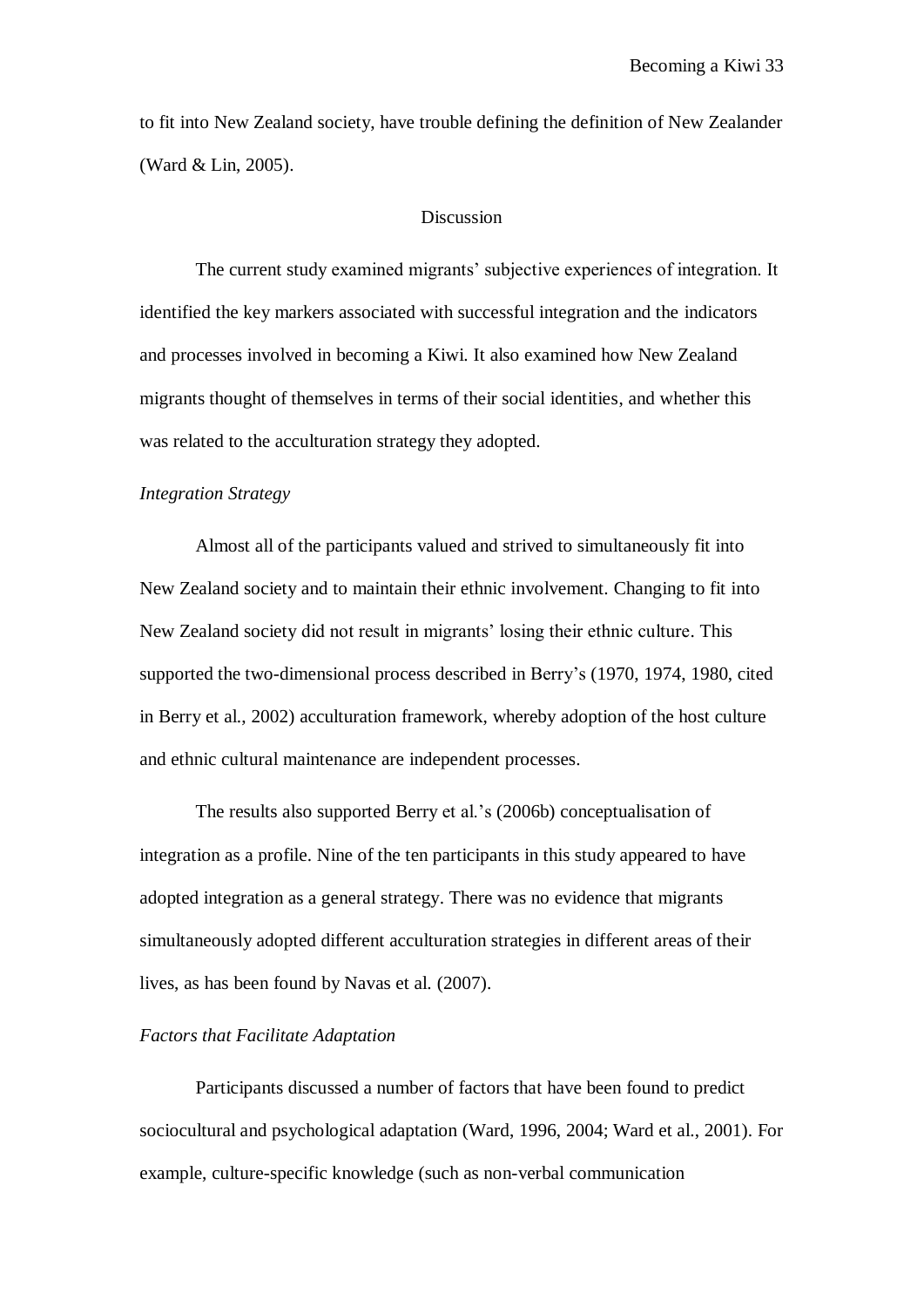to fit into New Zealand society, have trouble defining the definition of New Zealander (Ward & Lin, 2005).

## Discussion

The current study examined migrants' subjective experiences of integration. It identified the key markers associated with successful integration and the indicators and processes involved in becoming a Kiwi. It also examined how New Zealand migrants thought of themselves in terms of their social identities, and whether this was related to the acculturation strategy they adopted.

### *Integration Strategy*

Almost all of the participants valued and strived to simultaneously fit into New Zealand society and to maintain their ethnic involvement. Changing to fit into New Zealand society did not result in migrants' losing their ethnic culture. This supported the two-dimensional process described in Berry's (1970, 1974, 1980, cited in Berry et al., 2002) acculturation framework, whereby adoption of the host culture and ethnic cultural maintenance are independent processes.

The results also supported Berry et al.'s (2006b) conceptualisation of integration as a profile. Nine of the ten participants in this study appeared to have adopted integration as a general strategy. There was no evidence that migrants simultaneously adopted different acculturation strategies in different areas of their lives, as has been found by Navas et al. (2007).

### *Factors that Facilitate Adaptation*

Participants discussed a number of factors that have been found to predict sociocultural and psychological adaptation (Ward, 1996, 2004; Ward et al., 2001). For example, culture-specific knowledge (such as non-verbal communication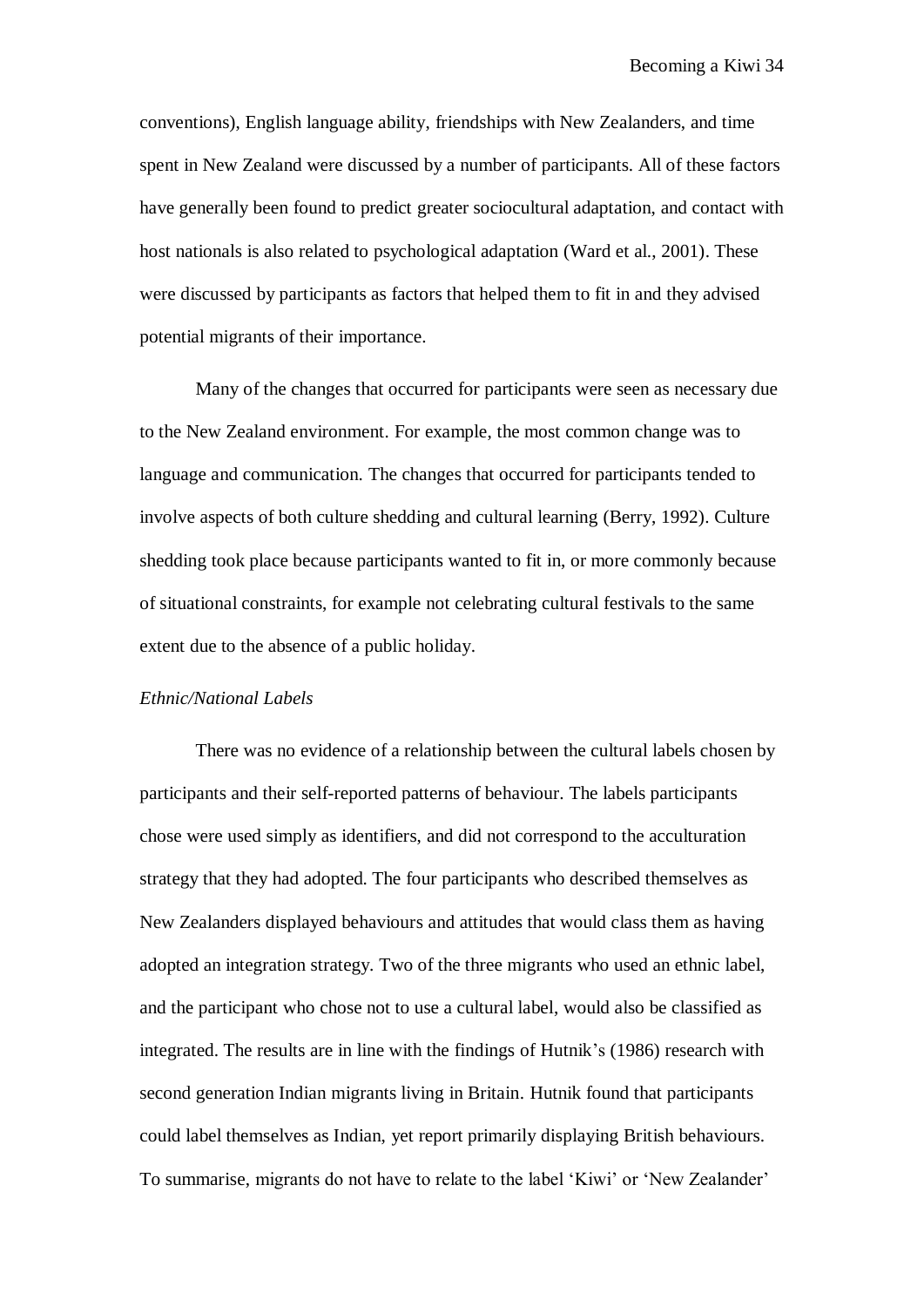conventions), English language ability, friendships with New Zealanders, and time spent in New Zealand were discussed by a number of participants. All of these factors have generally been found to predict greater sociocultural adaptation, and contact with host nationals is also related to psychological adaptation (Ward et al., 2001). These were discussed by participants as factors that helped them to fit in and they advised potential migrants of their importance.

Many of the changes that occurred for participants were seen as necessary due to the New Zealand environment. For example, the most common change was to language and communication. The changes that occurred for participants tended to involve aspects of both culture shedding and cultural learning (Berry, 1992). Culture shedding took place because participants wanted to fit in, or more commonly because of situational constraints, for example not celebrating cultural festivals to the same extent due to the absence of a public holiday.

*Ethnic/National Labels*

There was no evidence of a relationship between the cultural labels chosen by participants and their self-reported patterns of behaviour. The labels participants chose were used simply as identifiers, and did not correspond to the acculturation strategy that they had adopted. The four participants who described themselves as New Zealanders displayed behaviours and attitudes that would class them as having adopted an integration strategy. Two of the three migrants who used an ethnic label, and the participant who chose not to use a cultural label, would also be classified as integrated. The results are in line with the findings of Hutnik's (1986) research with second generation Indian migrants living in Britain. Hutnik found that participants could label themselves as Indian, yet report primarily displaying British behaviours. To summarise, migrants do not have to relate to the label 'Kiwi' or 'New Zealander'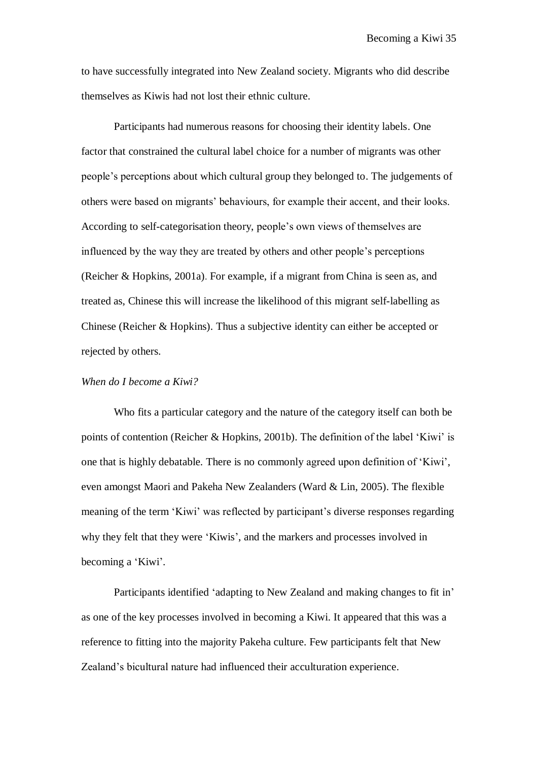to have successfully integrated into New Zealand society. Migrants who did describe themselves as Kiwis had not lost their ethnic culture.

Participants had numerous reasons for choosing their identity labels. One factor that constrained the cultural label choice for a number of migrants was other people's perceptions about which cultural group they belonged to. The judgements of others were based on migrants' behaviours, for example their accent, and their looks. According to self-categorisation theory, people's own views of themselves are influenced by the way they are treated by others and other people's perceptions (Reicher & Hopkins, 2001a). For example, if a migrant from China is seen as, and treated as, Chinese this will increase the likelihood of this migrant self-labelling as Chinese (Reicher & Hopkins). Thus a subjective identity can either be accepted or rejected by others.

*When do I become a Kiwi?*

Who fits a particular category and the nature of the category itself can both be points of contention (Reicher & Hopkins, 2001b). The definition of the label 'Kiwi' is one that is highly debatable. There is no commonly agreed upon definition of 'Kiwi', even amongst Maori and Pakeha New Zealanders (Ward & Lin, 2005). The flexible meaning of the term 'Kiwi' was reflected by participant's diverse responses regarding why they felt that they were 'Kiwis', and the markers and processes involved in becoming a 'Kiwi'.

Participants identified 'adapting to New Zealand and making changes to fit in' as one of the key processes involved in becoming a Kiwi. It appeared that this was a reference to fitting into the majority Pakeha culture. Few participants felt that New Zealand's bicultural nature had influenced their acculturation experience.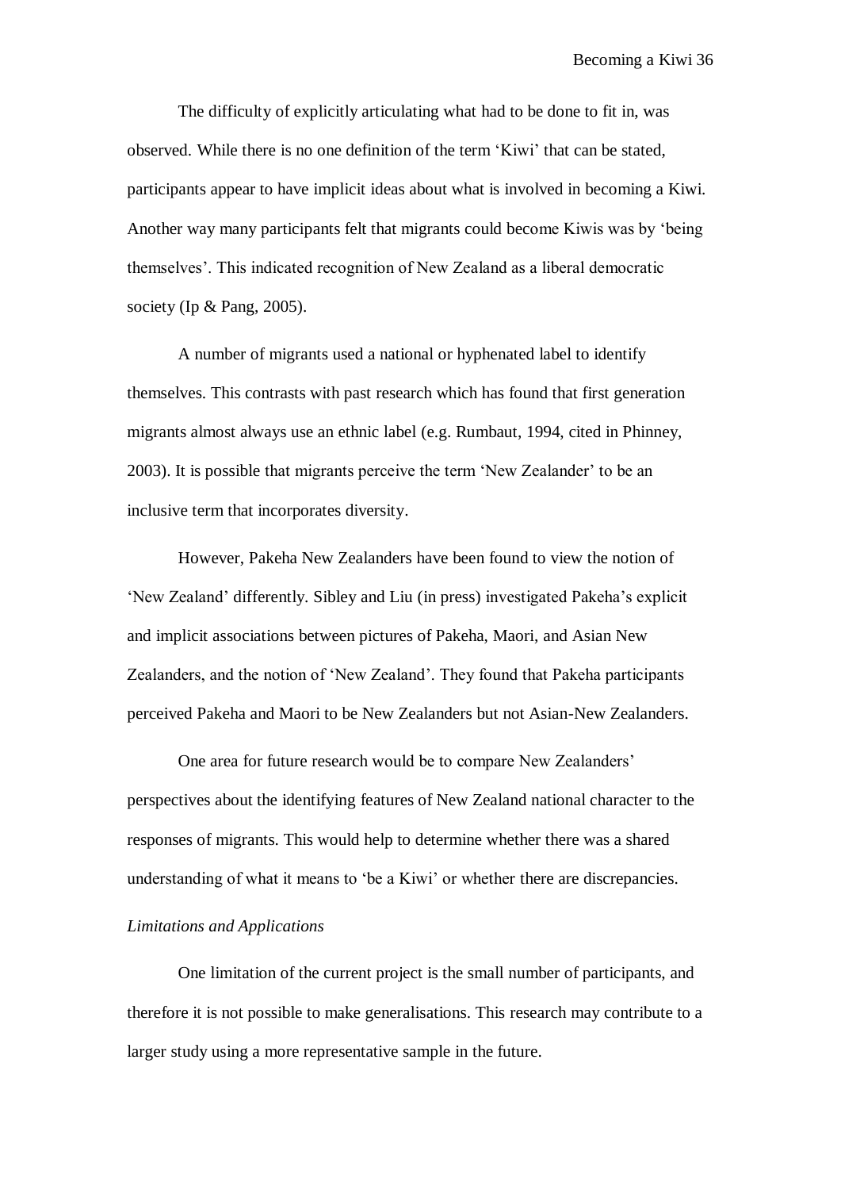The difficulty of explicitly articulating what had to be done to fit in, was observed. While there is no one definition of the term 'Kiwi' that can be stated, participants appear to have implicit ideas about what is involved in becoming a Kiwi. Another way many participants felt that migrants could become Kiwis was by 'being themselves'. This indicated recognition of New Zealand as a liberal democratic society (Ip & Pang, 2005).

A number of migrants used a national or hyphenated label to identify themselves. This contrasts with past research which has found that first generation migrants almost always use an ethnic label (e.g. Rumbaut, 1994, cited in Phinney, 2003). It is possible that migrants perceive the term 'New Zealander' to be an inclusive term that incorporates diversity.

However, Pakeha New Zealanders have been found to view the notion of 'New Zealand' differently. Sibley and Liu (in press) investigated Pakeha's explicit and implicit associations between pictures of Pakeha, Maori, and Asian New Zealanders, and the notion of 'New Zealand'. They found that Pakeha participants perceived Pakeha and Maori to be New Zealanders but not Asian-New Zealanders.

One area for future research would be to compare New Zealanders' perspectives about the identifying features of New Zealand national character to the responses of migrants. This would help to determine whether there was a shared understanding of what it means to 'be a Kiwi' or whether there are discrepancies.

*Limitations and Applications*

One limitation of the current project is the small number of participants, and therefore it is not possible to make generalisations. This research may contribute to a larger study using a more representative sample in the future.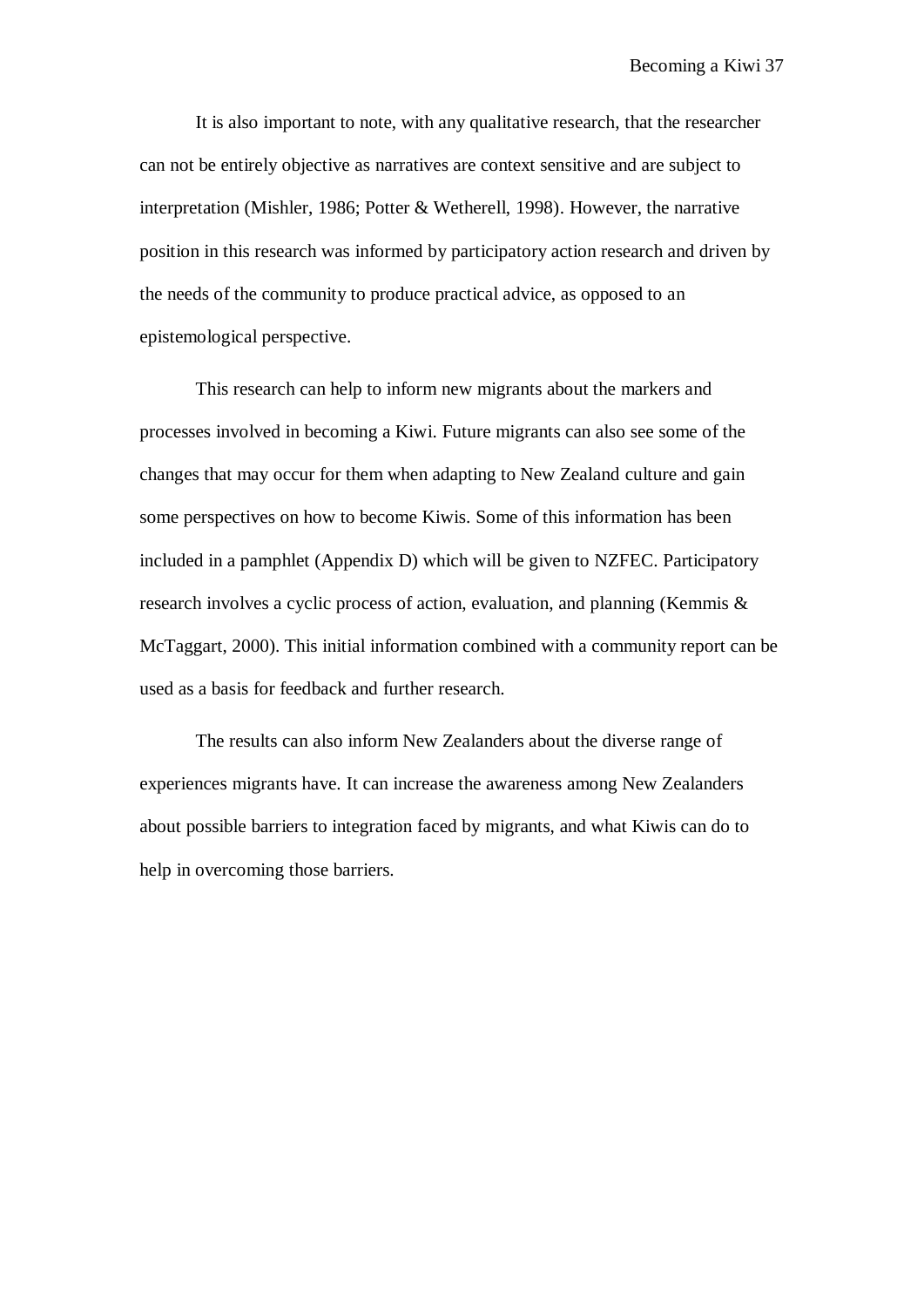It is also important to note, with any qualitative research, that the researcher can not be entirely objective as narratives are context sensitive and are subject to interpretation (Mishler, 1986; Potter & Wetherell, 1998). However, the narrative position in this research was informed by participatory action research and driven by the needs of the community to produce practical advice, as opposed to an epistemological perspective.

This research can help to inform new migrants about the markers and processes involved in becoming a Kiwi. Future migrants can also see some of the changes that may occur for them when adapting to New Zealand culture and gain some perspectives on how to become Kiwis. Some of this information has been included in a pamphlet (Appendix D) which will be given to NZFEC. Participatory research involves a cyclic process of action, evaluation, and planning (Kemmis & McTaggart, 2000). This initial information combined with a community report can be used as a basis for feedback and further research.

The results can also inform New Zealanders about the diverse range of experiences migrants have. It can increase the awareness among New Zealanders about possible barriers to integration faced by migrants, and what Kiwis can do to help in overcoming those barriers.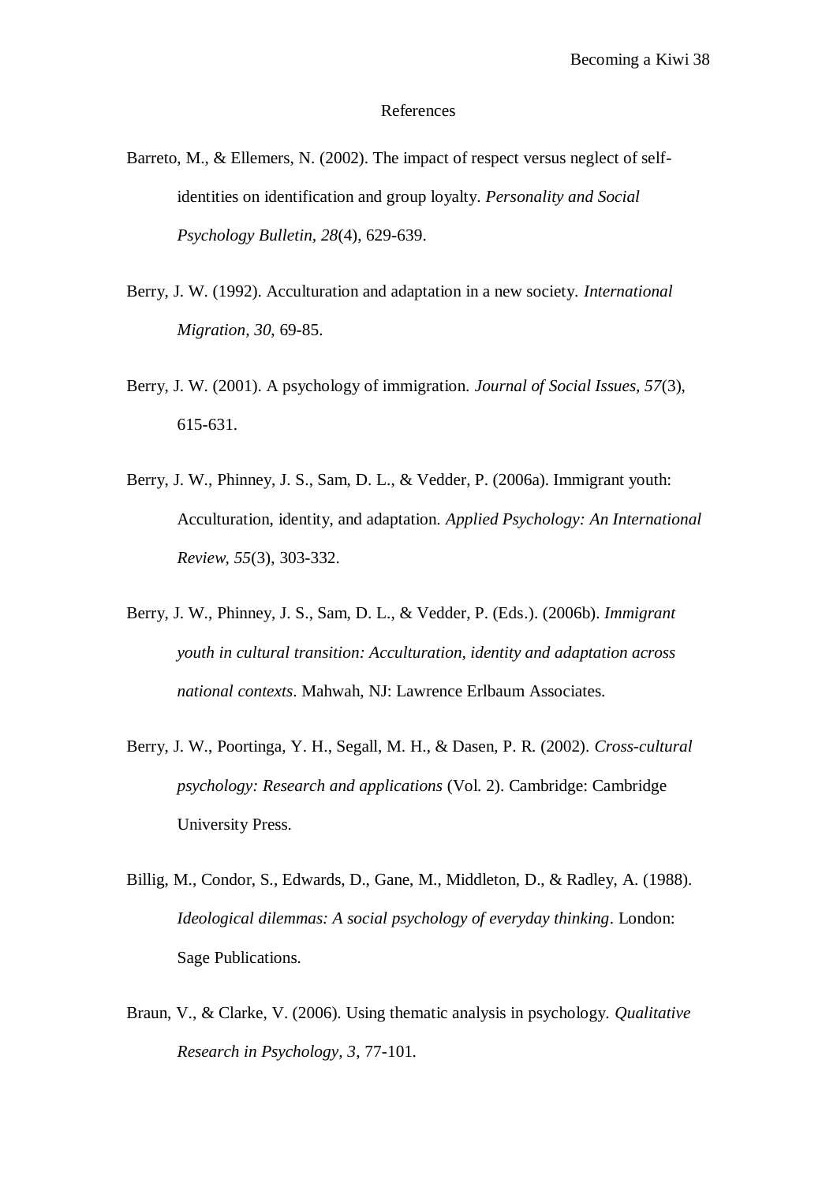# References

Barreto, M., & Ellemers, N. (2002). The impact of respect versus neglect of self-identities on identification and group loyalty. *Personality and Social Psychology Bulletin, 28*(4), 629-639.

Berry, J. W. (1992). Acculturation and adaptation in a new society. *International Migration, 30*, 69-85.

Berry, J. W. (2001). A psychology of immigration. *Journal of Social Issues, 57*(3), 615-631.

Berry, J. W., Phinney, J. S., Sam, D. L., & Vedder, P. (2006a). Immigrant youth: Acculturation, identity, and adaptation. *Applied Psychology: An International Review, 55*(3), 303-332.

Berry, J. W., Phinney, J. S., Sam, D. L., & Vedder, P. (Eds.). (2006b). *Immigrant youth in cultural transition: Acculturation, identity and adaptation across national contexts*. Mahwah, NJ: Lawrence Erlbaum Associates.

Berry, J. W., Poortinga, Y. H., Segall, M. H., & Dasen, P. R. (2002). *Cross-cultural psychology: Research and applications* (Vol. 2). Cambridge: Cambridge University Press.

Billig, M., Condor, S., Edwards, D., Gane, M., Middleton, D., & Radley, A. (1988). *Ideological dilemmas: A social psychology of everyday thinking*. London: Sage Publications.

Braun, V., & Clarke, V. (2006). Using thematic analysis in psychology. *Qualitative Research in Psychology, 3*, 77-101.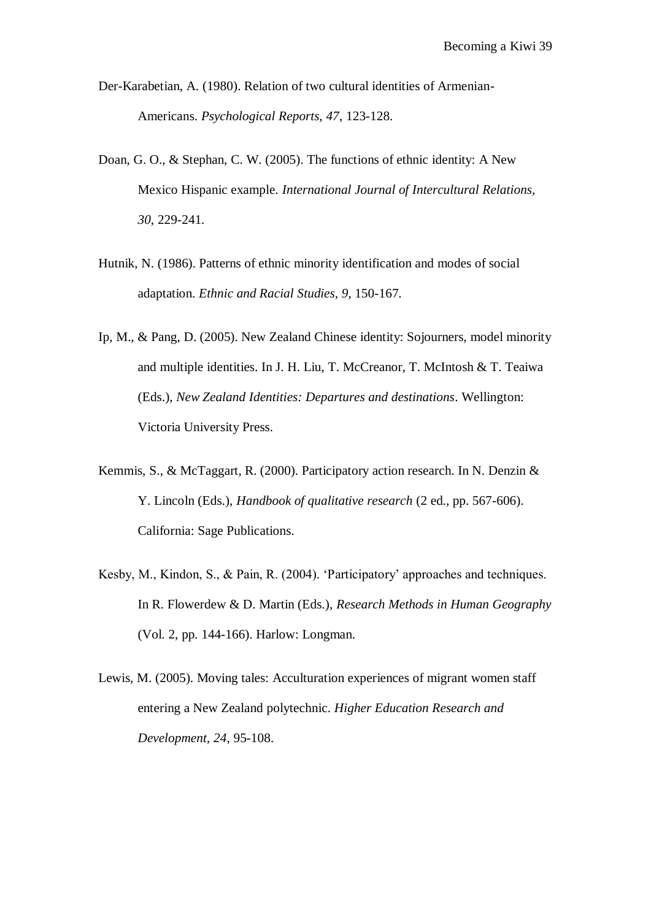Der-Karabetian, A. (1980). Relation of two cultural identities of Armenian-Americans. *Psychological Reports, 47*, 123-128.

Doan, G. O., & Stephan, C. W. (2005). The functions of ethnic identity: A New Mexico Hispanic example. *International Journal of Intercultural Relations, 30*, 229-241.

Hutnik, N. (1986). Patterns of ethnic minority identification and modes of social adaptation. *Ethnic and Racial Studies, 9*, 150-167.

Ip, M., & Pang, D. (2005). New Zealand Chinese identity: Sojourners, model minority and multiple identities. In J. H. Liu, T. McCreanor, T. McIntosh & T. Teaiwa (Eds.), *New Zealand Identities: Departures and destinations*. Wellington: Victoria University Press.

Kemmis, S., & McTaggart, R. (2000). Participatory action research. In N. Denzin & Y. Lincoln (Eds.), *Handbook of qualitative research* (2 ed., pp. 567-606). California: Sage Publications.

Kesby, M., Kindon, S., & Pain, R. (2004). 'Participatory' approaches and techniques. In R. Flowerdew & D. Martin (Eds.), *Research Methods in Human Geography* (Vol. 2, pp. 144-166). Harlow: Longman.

Lewis, M. (2005). Moving tales: Acculturation experiences of migrant women staff entering a New Zealand polytechnic. *Higher Education Research and Development, 24*, 95-108.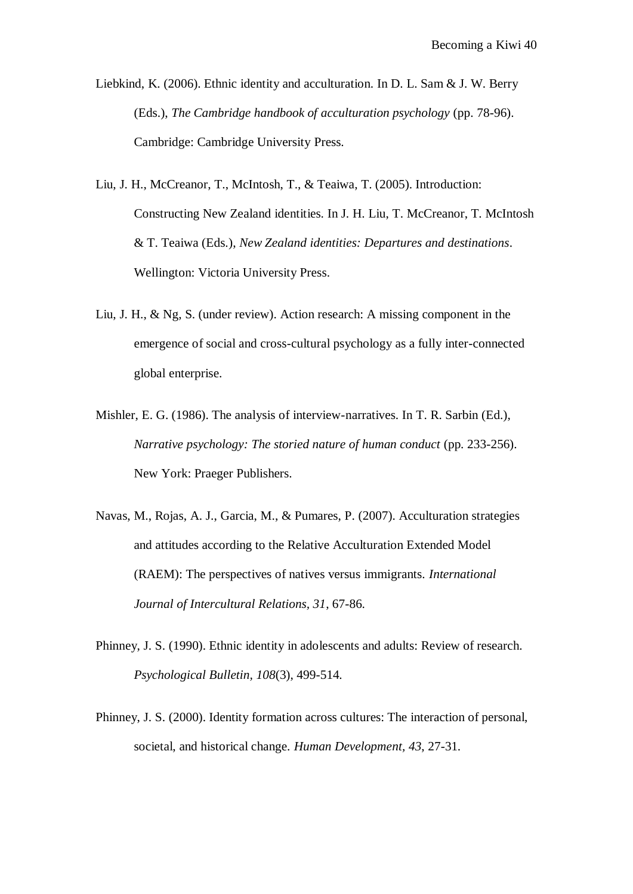Liebkind, K. (2006). Ethnic identity and acculturation. In D. L. Sam & J. W. Berry (Eds.), *The Cambridge handbook of acculturation psychology* (pp. 78-96). Cambridge: Cambridge University Press.

Liu, J. H., McCreanor, T., McIntosh, T., & Teaiwa, T. (2005). Introduction: Constructing New Zealand identities. In J. H. Liu, T. McCreanor, T. McIntosh & T. Teaiwa (Eds.), *New Zealand identities: Departures and destinations*. Wellington: Victoria University Press.

Liu, J. H., & Ng, S. (under review). Action research: A missing component in the emergence of social and cross-cultural psychology as a fully inter-connected global enterprise.

Mishler, E. G. (1986). The analysis of interview-narratives. In T. R. Sarbin (Ed.), *Narrative psychology: The storied nature of human conduct* (pp. 233-256). New York: Praeger Publishers.

Navas, M., Rojas, A. J., Garcia, M., & Pumares, P. (2007). Acculturation strategies and attitudes according to the Relative Acculturation Extended Model (RAEM): The perspectives of natives versus immigrants. *International Journal of Intercultural Relations, 31*, 67-86.

Phinney, J. S. (1990). Ethnic identity in adolescents and adults: Review of research. *Psychological Bulletin, 108*(3), 499-514.

Phinney, J. S. (2000). Identity formation across cultures: The interaction of personal, societal, and historical change. *Human Development, 43*, 27-31.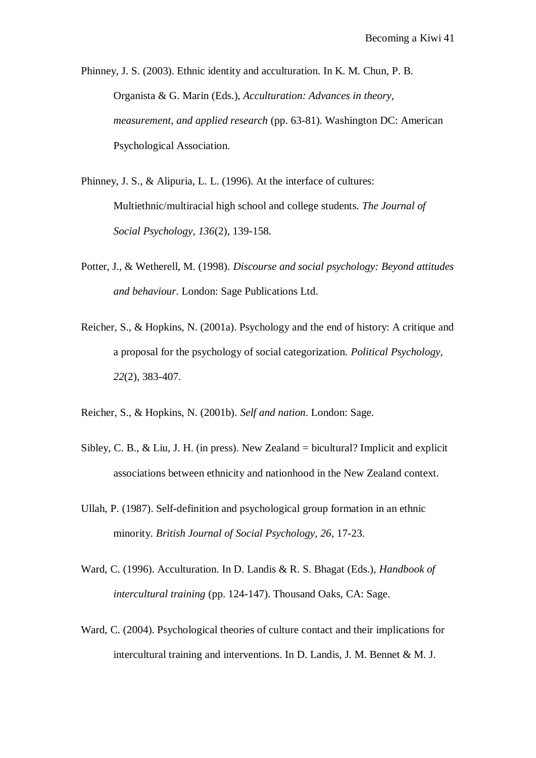Phinney, J. S. (2003). Ethnic identity and acculturation. In K. M. Chun, P. B. Organista & G. Marin (Eds.), *Acculturation: Advances in theory, measurement, and applied research* (pp. 63-81). Washington DC: American Psychological Association.

Phinney, J. S., & Alipuria, L. L. (1996). At the interface of cultures: Multiethnic/multiracial high school and college students. *The Journal of Social Psychology, 136*(2), 139-158.

Potter, J., & Wetherell, M. (1998). *Discourse and social psychology: Beyond attitudes and behaviour*. London: Sage Publications Ltd.

Reicher, S., & Hopkins, N. (2001a). Psychology and the end of history: A critique and a proposal for the psychology of social categorization. *Political Psychology, 22*(2), 383-407.

Reicher, S., & Hopkins, N. (2001b). *Self and nation*. London: Sage.

Sibley, C. B., & Liu, J. H. (in press). New Zealand = bicultural? Implicit and explicit associations between ethnicity and nationhood in the New Zealand context.

Ullah, P. (1987). Self-definition and psychological group formation in an ethnic minority. *British Journal of Social Psychology, 26*, 17-23.

Ward, C. (1996). Acculturation. In D. Landis & R. S. Bhagat (Eds.), *Handbook of intercultural training* (pp. 124-147). Thousand Oaks, CA: Sage.

Ward, C. (2004). Psychological theories of culture contact and their implications for intercultural training and interventions. In D. Landis, J. M. Bennet & M. J.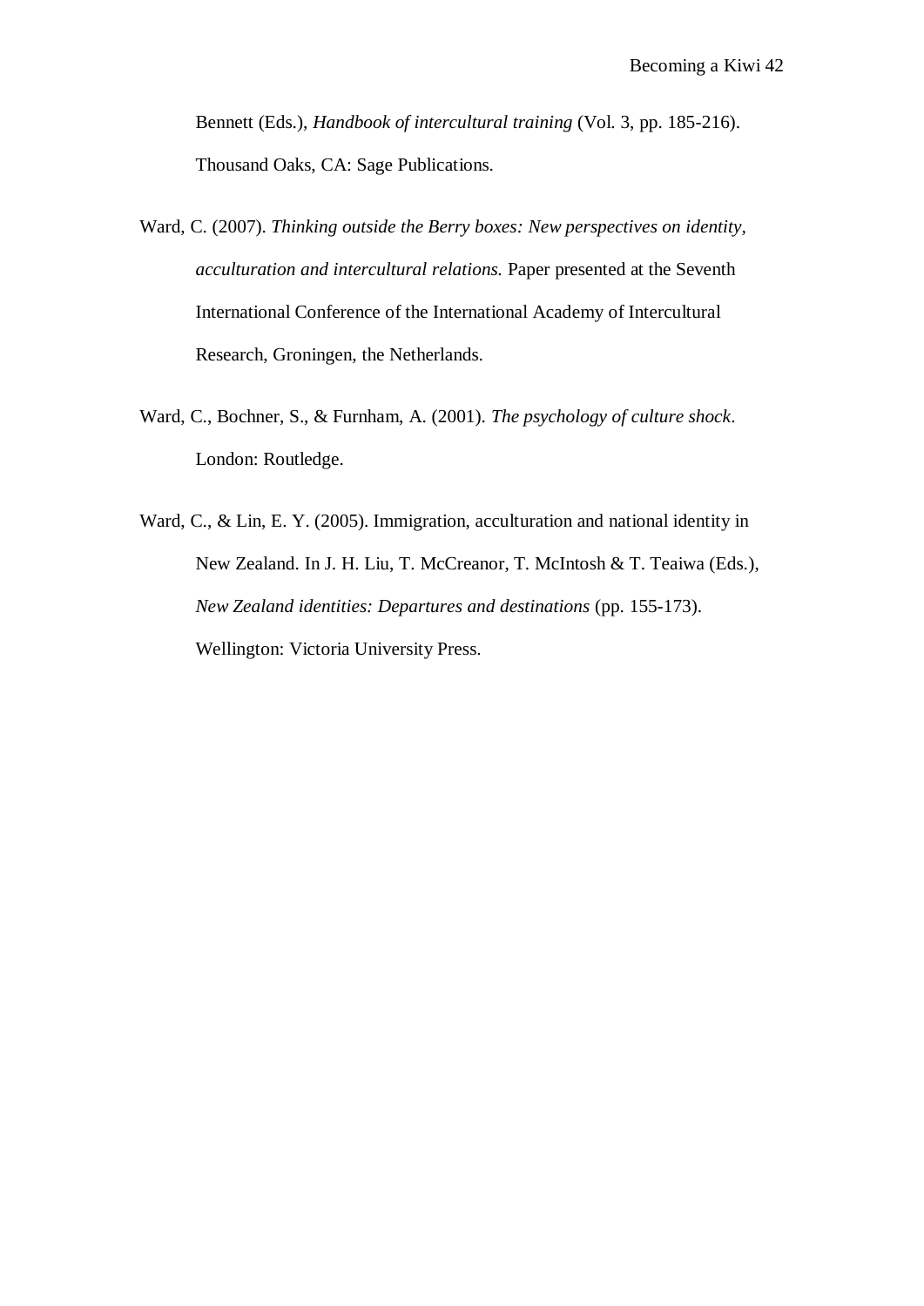Bennett (Eds.), *Handbook of intercultural training* (Vol. 3, pp. 185-216). Thousand Oaks, CA: Sage Publications.

Ward, C. (2007). *Thinking outside the Berry boxes: New perspectives on identity, acculturation and intercultural relations.* Paper presented at the Seventh International Conference of the International Academy of Intercultural Research, Groningen, the Netherlands.

Ward, C., Bochner, S., & Furnham, A. (2001). *The psychology of culture shock*. London: Routledge.

Ward, C., & Lin, E. Y. (2005). Immigration, acculturation and national identity in New Zealand. In J. H. Liu, T. McCreanor, T. McIntosh & T. Teaiwa (Eds.), *New Zealand identities: Departures and destinations* (pp. 155-173). Wellington: Victoria University Press.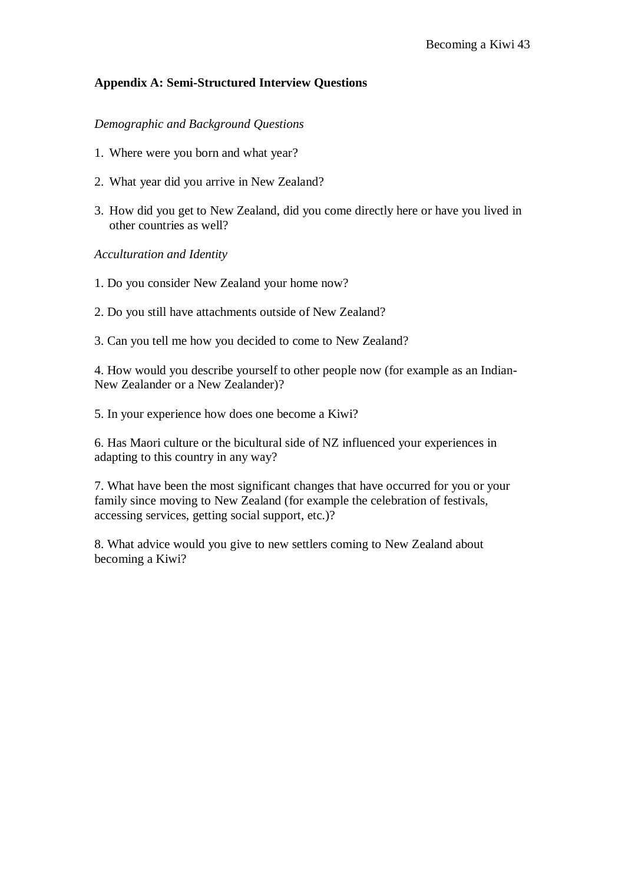**Appendix A: Semi-Structured Interview Questions**

*Demographic and Background Questions*

1. Where were you born and what year?

2. What year did you arrive in New Zealand?

3. How did you get to New Zealand, did you come directly here or have you lived in other countries as well?

*Acculturation and Identity*

1. Do you consider New Zealand your home now?

2. Do you still have attachments outside of New Zealand?

3. Can you tell me how you decided to come to New Zealand?

4. How would you describe yourself to other people now (for example as an Indian-New Zealander or a New Zealander)?

5. In your experience how does one become a Kiwi?

6. Has Maori culture or the bicultural side of NZ influenced your experiences in adapting to this country in any way?

7. What have been the most significant changes that have occurred for you or your family since moving to New Zealand (for example the celebration of festivals, accessing services, getting social support, etc.)?

8. What advice would you give to new settlers coming to New Zealand about becoming a Kiwi?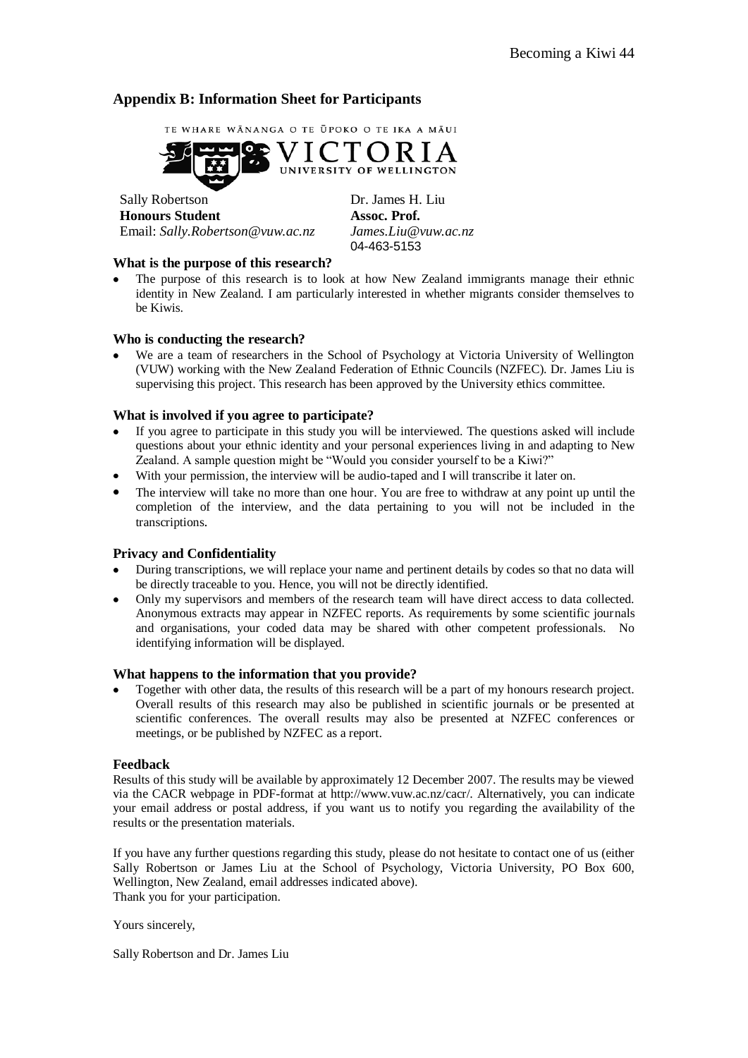## Appendix B: Information Sheet for Participants

TE WHARE WĀNANGA O TE ŪPOKO O TE IKA A MĀUI

VICTORIA UNIVERSITY OF WELLINGTON

| Sally Robertson | Dr. James H. Liu |
|---|---|
| **Honours Student** | **Assoc. Prof.** |
| Email: *Sally.Robertson@vuw.ac.nz* | *James.Liu@vuw.ac.nz* |
| | 04-463-5153 |

**What is the purpose of this research?**

- The purpose of this research is to look at how New Zealand immigrants manage their ethnic identity in New Zealand. I am particularly interested in whether migrants consider themselves to be Kiwis.

**Who is conducting the research?**

- We are a team of researchers in the School of Psychology at Victoria University of Wellington (VUW) working with the New Zealand Federation of Ethnic Councils (NZFEC). Dr. James Liu is supervising this project. This research has been approved by the University ethics committee.

**What is involved if you agree to participate?**

- If you agree to participate in this study you will be interviewed. The questions asked will include questions about your ethnic identity and your personal experiences living in and adapting to New Zealand. A sample question might be "Would you consider yourself to be a Kiwi?"
- With your permission, the interview will be audio-taped and I will transcribe it later on.
- The interview will take no more than one hour. You are free to withdraw at any point up until the completion of the interview, and the data pertaining to you will not be included in the transcriptions.

**Privacy and Confidentiality**

- During transcriptions, we will replace your name and pertinent details by codes so that no data will be directly traceable to you. Hence, you will not be directly identified.
- Only my supervisors and members of the research team will have direct access to data collected. Anonymous extracts may appear in NZFEC reports. As requirements by some scientific journals and organisations, your coded data may be shared with other competent professionals. No identifying information will be displayed.

**What happens to the information that you provide?**

- Together with other data, the results of this research will be a part of my honours research project. Overall results of this research may also be published in scientific journals or be presented at scientific conferences. The overall results may also be presented at NZFEC conferences or meetings, or be published by NZFEC as a report.

**Feedback**

Results of this study will be available by approximately 12 December 2007. The results may be viewed via the CACR webpage in PDF-format at http://www.vuw.ac.nz/cacr/. Alternatively, you can indicate your email address or postal address, if you want us to notify you regarding the availability of the results or the presentation materials.

If you have any further questions regarding this study, please do not hesitate to contact one of us (either Sally Robertson or James Liu at the School of Psychology, Victoria University, PO Box 600, Wellington, New Zealand, email addresses indicated above).
Thank you for your participation.

Yours sincerely,

Sally Robertson and Dr. James Liu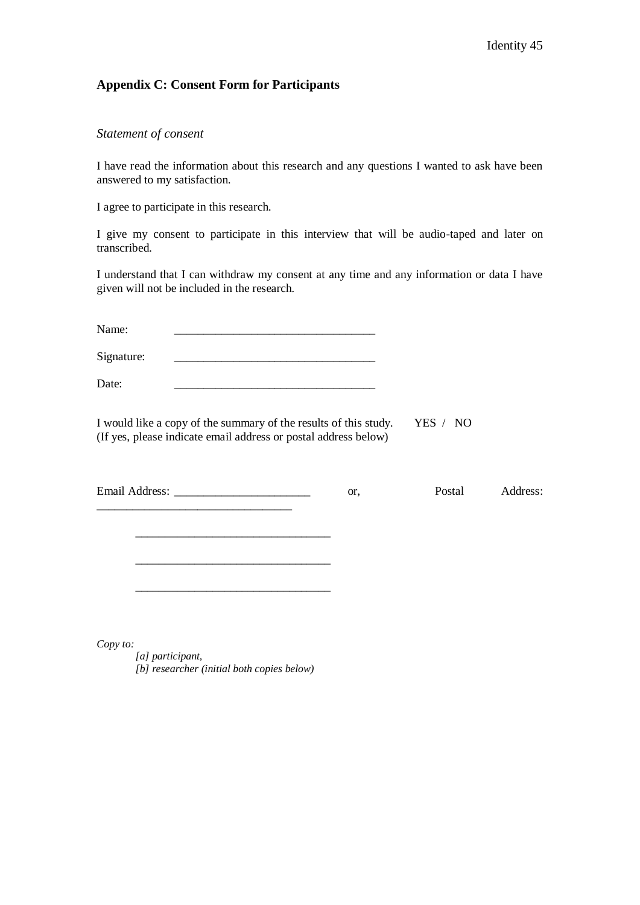## Appendix C: Consent Form for Participants

*Statement of consent*

I have read the information about this research and any questions I wanted to ask have been answered to my satisfaction.

I agree to participate in this research.

I give my consent to participate in this interview that will be audio-taped and later on transcribed.

I understand that I can withdraw my consent at any time and any information or data I have given will not be included in the research.

Name: __________________________________

Signature: __________________________________

Date: __________________________________

I would like a copy of the summary of the results of this study. YES / NO
(If yes, please indicate email address or postal address below)

Email Address: _______________________ or, Postal Address: _________________________________

_________________________________

_________________________________

_________________________________

*Copy to:*

*[a] participant,*
*[b] researcher (initial both copies below)*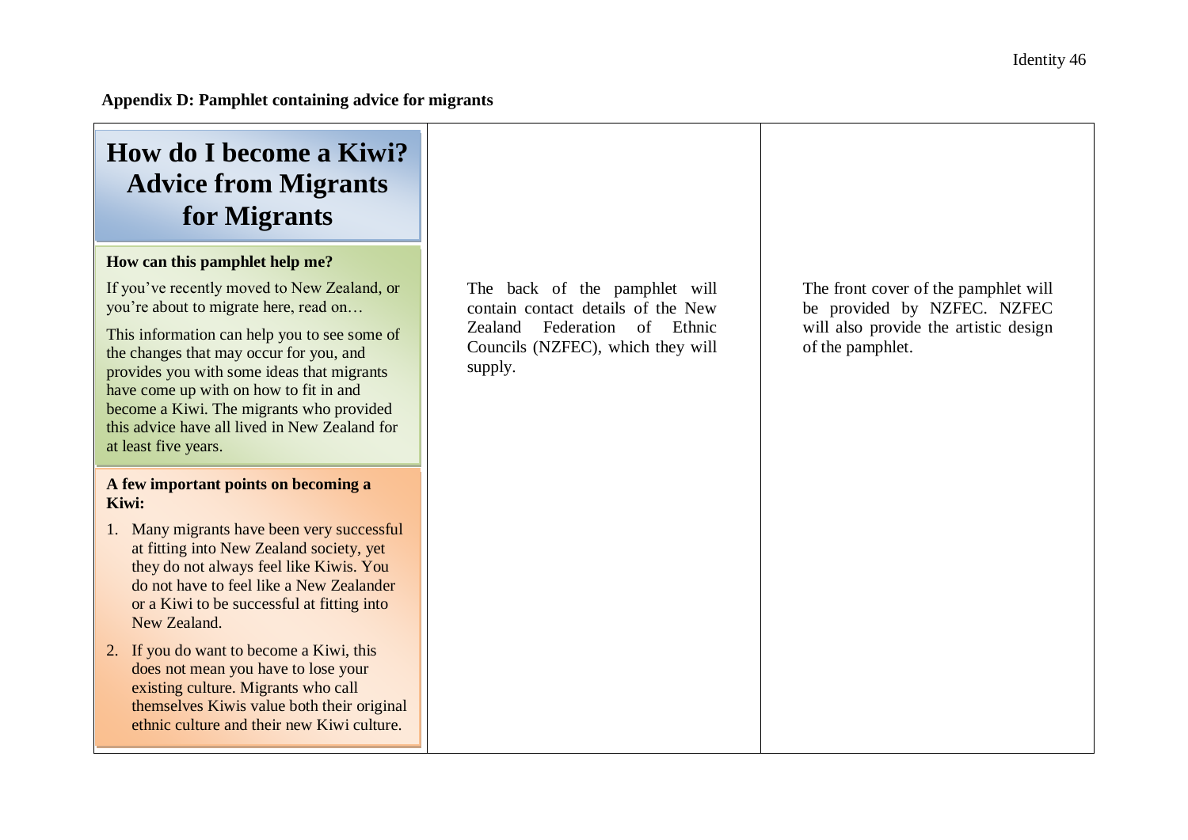**Appendix D: Pamphlet containing advice for migrants**

# How do I become a Kiwi? Advice from Migrants for Migrants

**How can this pamphlet help me?**

If you've recently moved to New Zealand, or you're about to migrate here, read on…

This information can help you to see some of the changes that may occur for you, and provides you with some ideas that migrants have come up with on how to fit in and become a Kiwi. The migrants who provided this advice have all lived in New Zealand for at least five years.

**A few important points on becoming a Kiwi:**

1. Many migrants have been very successful at fitting into New Zealand society, yet they do not always feel like Kiwis. You do not have to feel like a New Zealander or a Kiwi to be successful at fitting into New Zealand.
2. If you do want to become a Kiwi, this does not mean you have to lose your existing culture. Migrants who call themselves Kiwis value both their original ethnic culture and their new Kiwi culture.

The back of the pamphlet will contain contact details of the New Zealand Federation of Ethnic Councils (NZFEC), which they will supply.

The front cover of the pamphlet will be provided by NZFEC. NZFEC will also provide the artistic design of the pamphlet.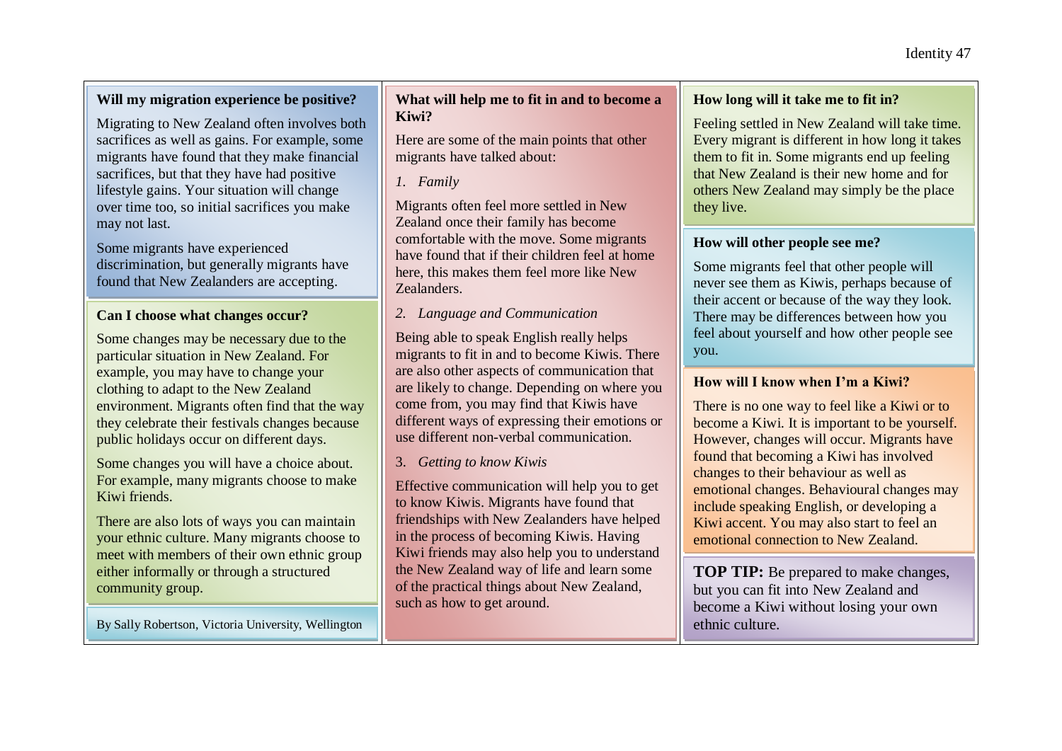**Will my migration experience be positive?**

Migrating to New Zealand often involves both sacrifices as well as gains. For example, some migrants have found that they make financial sacrifices, but that they have had positive lifestyle gains. Your situation will change over time too, so initial sacrifices you make may not last.

Some migrants have experienced discrimination, but generally migrants have found that New Zealanders are accepting.

**Can I choose what changes occur?**

Some changes may be necessary due to the particular situation in New Zealand. For example, you may have to change your clothing to adapt to the New Zealand environment. Migrants often find that the way they celebrate their festivals changes because public holidays occur on different days.

Some changes you will have a choice about. For example, many migrants choose to make Kiwi friends.

There are also lots of ways you can maintain your ethnic culture. Many migrants choose to meet with members of their own ethnic group either informally or through a structured community group.

By Sally Robertson, Victoria University, Wellington

**What will help me to fit in and to become a Kiwi?**

Here are some of the main points that other migrants have talked about:

1. *Family*

Migrants often feel more settled in New Zealand once their family has become comfortable with the move. Some migrants have found that if their children feel at home here, this makes them feel more like New Zealanders.

2. *Language and Communication*

Being able to speak English really helps migrants to fit in and to become Kiwis. There are also other aspects of communication that are likely to change. Depending on where you come from, you may find that Kiwis have different ways of expressing their emotions or use different non-verbal communication.

3. *Getting to know Kiwis*

Effective communication will help you to get to know Kiwis. Migrants have found that friendships with New Zealanders have helped in the process of becoming Kiwis. Having Kiwi friends may also help you to understand the New Zealand way of life and learn some of the practical things about New Zealand, such as how to get around.

**How long will it take me to fit in?**

Feeling settled in New Zealand will take time. Every migrant is different in how long it takes them to fit in. Some migrants end up feeling that New Zealand is their new home and for others New Zealand may simply be the place they live.

**How will other people see me?**

Some migrants feel that other people will never see them as Kiwis, perhaps because of their accent or because of the way they look. There may be differences between how you feel about yourself and how other people see you.

**How will I know when I'm a Kiwi?**

There is no one way to feel like a Kiwi or to become a Kiwi. It is important to be yourself. However, changes will occur. Migrants have found that becoming a Kiwi has involved changes to their behaviour as well as emotional changes. Behavioural changes may include speaking English, or developing a Kiwi accent. You may also start to feel an emotional connection to New Zealand.

**TOP TIP:** Be prepared to make changes, but you can fit into New Zealand and become a Kiwi without losing your own ethnic culture.